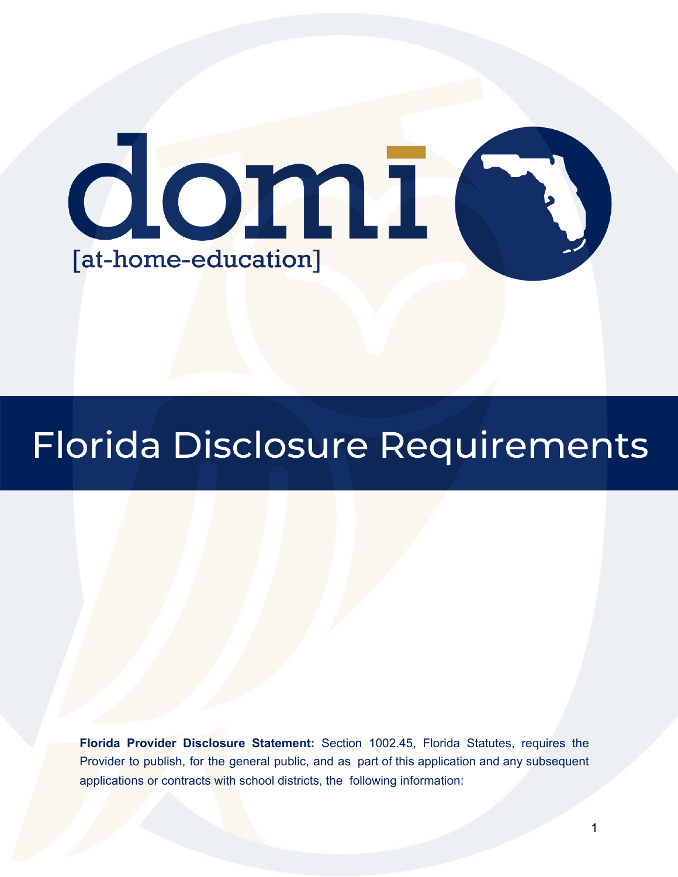domi

[at-home-education]

# Florida Disclosure Requirements

**Florida Provider Disclosure Statement:** Section 1002.45, Florida Statutes, requires the Provider to publish, for the general public, and as part of this application and any subsequent applications or contracts with school districts, the following information: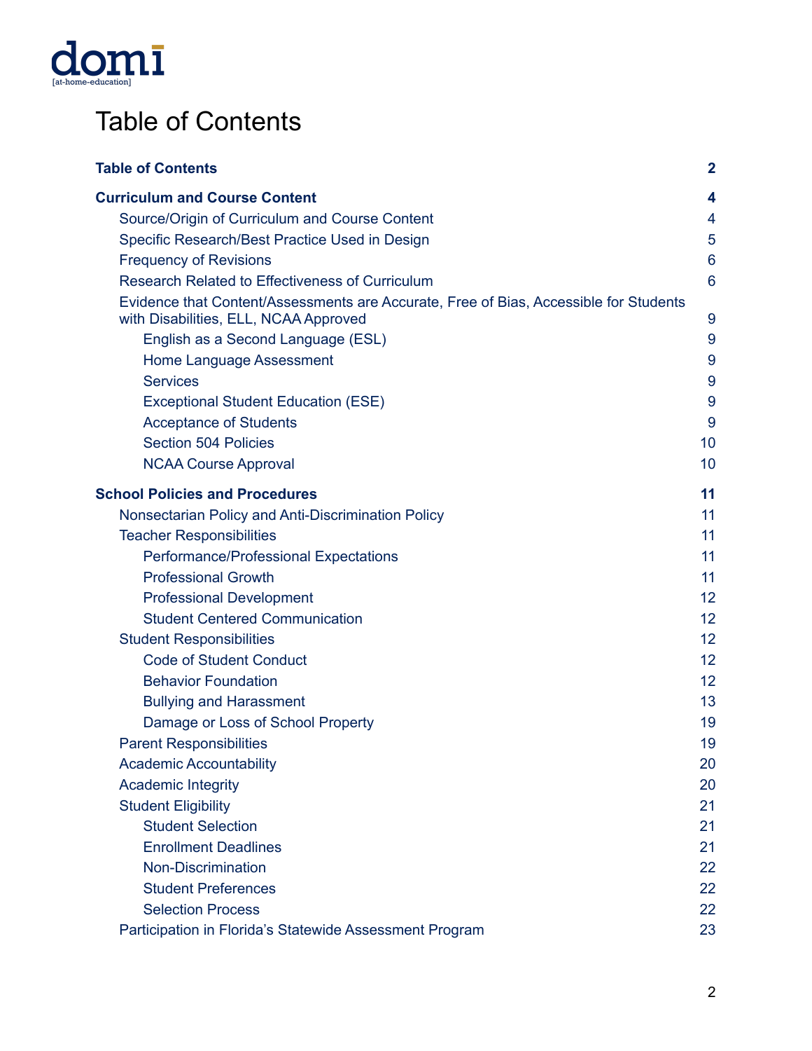domi
[at-home-education]

# Table of Contents

| | |
|---|---|
| **Table of Contents** | **2** |
| **Curriculum and Course Content** | **4** |
| Source/Origin of Curriculum and Course Content | 4 |
| Specific Research/Best Practice Used in Design | 5 |
| Frequency of Revisions | 6 |
| Research Related to Effectiveness of Curriculum | 6 |
| Evidence that Content/Assessments are Accurate, Free of Bias, Accessible for Students with Disabilities, ELL, NCAA Approved | 9 |
| English as a Second Language (ESL) | 9 |
| Home Language Assessment | 9 |
| Services | 9 |
| Exceptional Student Education (ESE) | 9 |
| Acceptance of Students | 9 |
| Section 504 Policies | 10 |
| NCAA Course Approval | 10 |
| **School Policies and Procedures** | **11** |
| Nonsectarian Policy and Anti-Discrimination Policy | 11 |
| Teacher Responsibilities | 11 |
| Performance/Professional Expectations | 11 |
| Professional Growth | 11 |
| Professional Development | 12 |
| Student Centered Communication | 12 |
| Student Responsibilities | 12 |
| Code of Student Conduct | 12 |
| Behavior Foundation | 12 |
| Bullying and Harassment | 13 |
| Damage or Loss of School Property | 19 |
| Parent Responsibilities | 19 |
| Academic Accountability | 20 |
| Academic Integrity | 20 |
| Student Eligibility | 21 |
| Student Selection | 21 |
| Enrollment Deadlines | 21 |
| Non-Discrimination | 22 |
| Student Preferences | 22 |
| Selection Process | 22 |
| Participation in Florida's Statewide Assessment Program | 23 |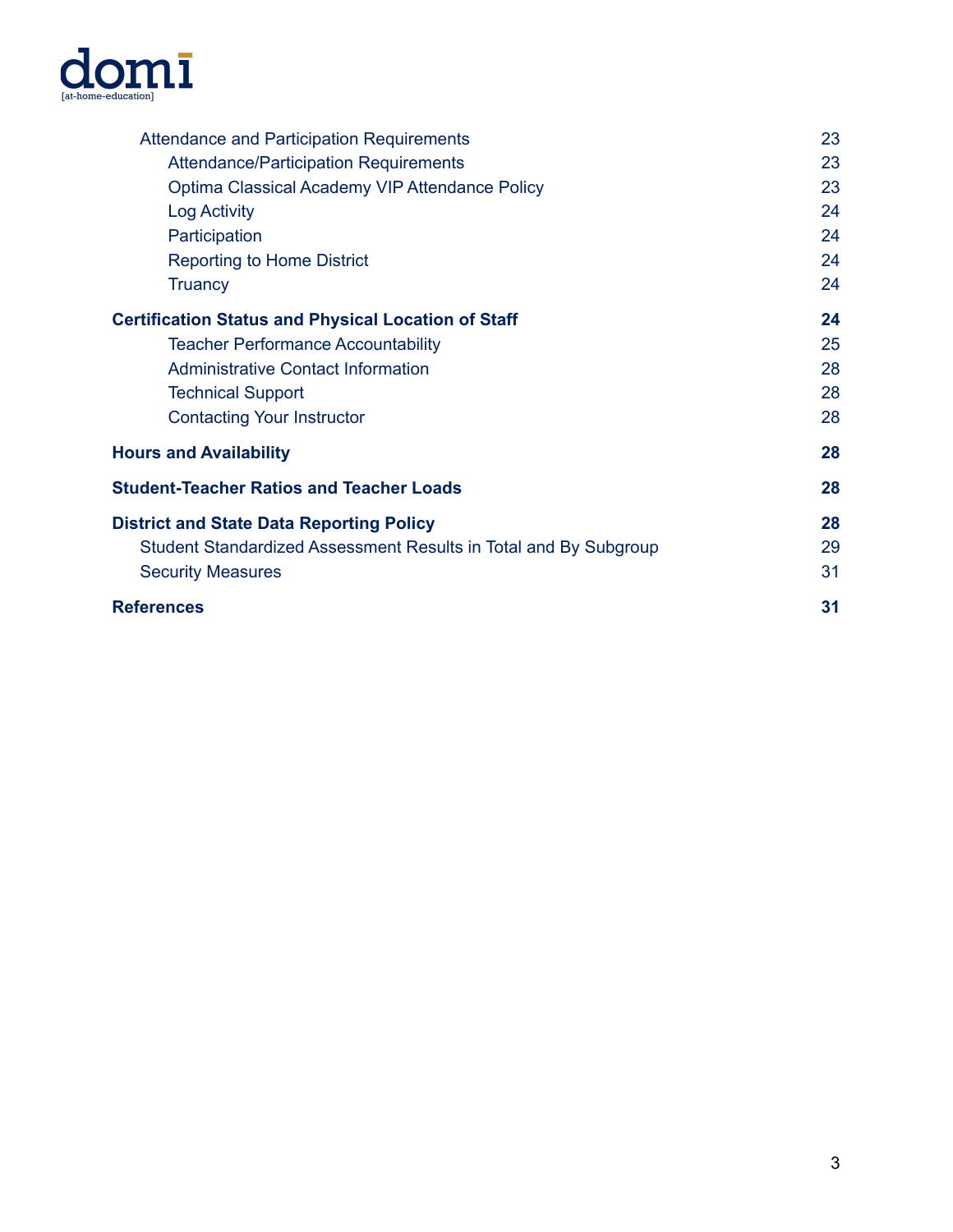- Attendance and Participation Requirements 23
  - Attendance/Participation Requirements 23
  - Optima Classical Academy VIP Attendance Policy 23
  - Log Activity 24
  - Participation 24
  - Reporting to Home District 24
  - Truancy 24

**Certification Status and Physical Location of Staff 24**

- Teacher Performance Accountability 25
- Administrative Contact Information 28
- Technical Support 28
- Contacting Your Instructor 28

**Hours and Availability 28**

**Student-Teacher Ratios and Teacher Loads 28**

**District and State Data Reporting Policy 28**

- Student Standardized Assessment Results in Total and By Subgroup 29
- Security Measures 31

**References 31**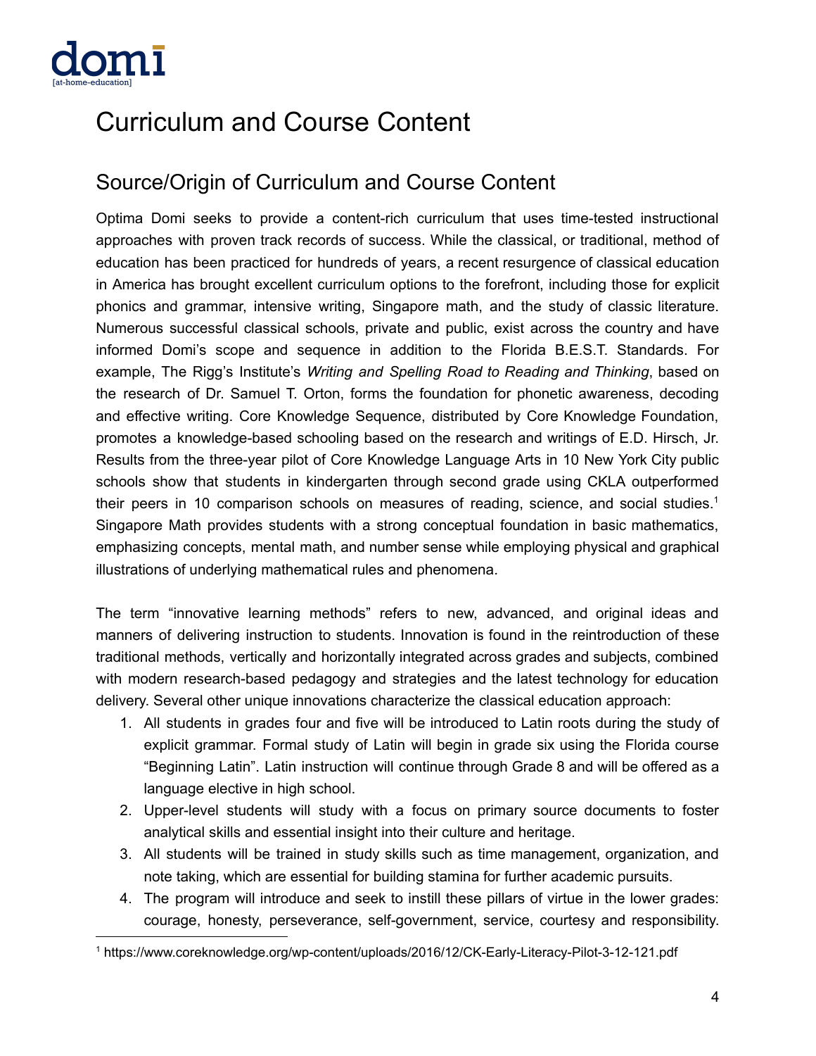# Curriculum and Course Content

## Source/Origin of Curriculum and Course Content

Optima Domi seeks to provide a content-rich curriculum that uses time-tested instructional approaches with proven track records of success. While the classical, or traditional, method of education has been practiced for hundreds of years, a recent resurgence of classical education in America has brought excellent curriculum options to the forefront, including those for explicit phonics and grammar, intensive writing, Singapore math, and the study of classic literature. Numerous successful classical schools, private and public, exist across the country and have informed Domi's scope and sequence in addition to the Florida B.E.S.T. Standards. For example, The Rigg's Institute's *Writing and Spelling Road to Reading and Thinking*, based on the research of Dr. Samuel T. Orton, forms the foundation for phonetic awareness, decoding and effective writing. Core Knowledge Sequence, distributed by Core Knowledge Foundation, promotes a knowledge-based schooling based on the research and writings of E.D. Hirsch, Jr. Results from the three-year pilot of Core Knowledge Language Arts in 10 New York City public schools show that students in kindergarten through second grade using CKLA outperformed their peers in 10 comparison schools on measures of reading, science, and social studies.[1] Singapore Math provides students with a strong conceptual foundation in basic mathematics, emphasizing concepts, mental math, and number sense while employing physical and graphical illustrations of underlying mathematical rules and phenomena.

The term "innovative learning methods" refers to new, advanced, and original ideas and manners of delivering instruction to students. Innovation is found in the reintroduction of these traditional methods, vertically and horizontally integrated across grades and subjects, combined with modern research-based pedagogy and strategies and the latest technology for education delivery. Several other unique innovations characterize the classical education approach:

1. All students in grades four and five will be introduced to Latin roots during the study of explicit grammar. Formal study of Latin will begin in grade six using the Florida course "Beginning Latin". Latin instruction will continue through Grade 8 and will be offered as a language elective in high school.
2. Upper-level students will study with a focus on primary source documents to foster analytical skills and essential insight into their culture and heritage.
3. All students will be trained in study skills such as time management, organization, and note taking, which are essential for building stamina for further academic pursuits.
4. The program will introduce and seek to instill these pillars of virtue in the lower grades: courage, honesty, perseverance, self-government, service, courtesy and responsibility.

[1] https://www.coreknowledge.org/wp-content/uploads/2016/12/CK-Early-Literacy-Pilot-3-12-121.pdf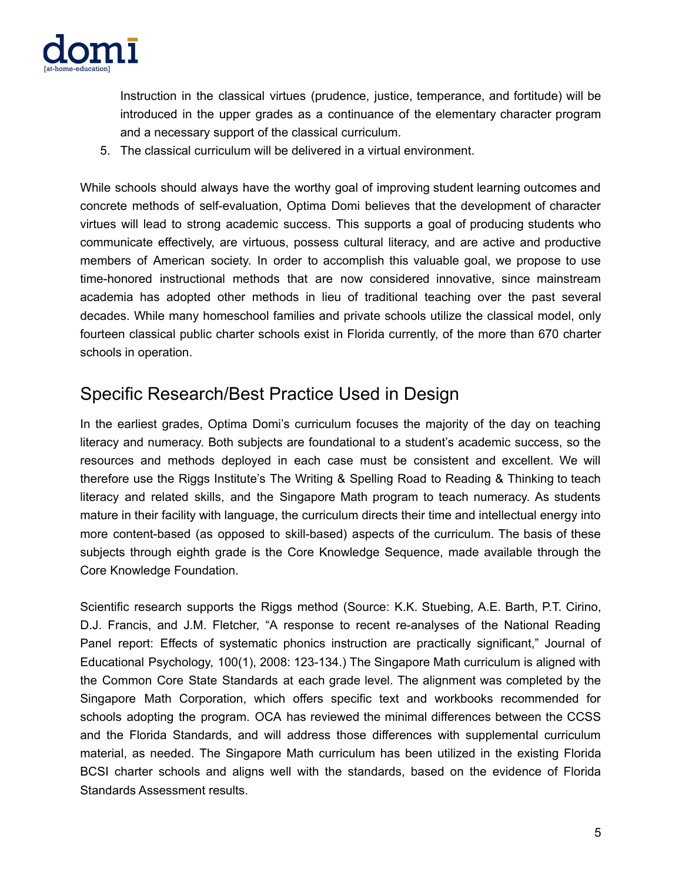Instruction in the classical virtues (prudence, justice, temperance, and fortitude) will be introduced in the upper grades as a continuance of the elementary character program and a necessary support of the classical curriculum.

5. The classical curriculum will be delivered in a virtual environment.

While schools should always have the worthy goal of improving student learning outcomes and concrete methods of self-evaluation, Optima Domi believes that the development of character virtues will lead to strong academic success. This supports a goal of producing students who communicate effectively, are virtuous, possess cultural literacy, and are active and productive members of American society. In order to accomplish this valuable goal, we propose to use time-honored instructional methods that are now considered innovative, since mainstream academia has adopted other methods in lieu of traditional teaching over the past several decades. While many homeschool families and private schools utilize the classical model, only fourteen classical public charter schools exist in Florida currently, of the more than 670 charter schools in operation.

## Specific Research/Best Practice Used in Design

In the earliest grades, Optima Domi's curriculum focuses the majority of the day on teaching literacy and numeracy. Both subjects are foundational to a student's academic success, so the resources and methods deployed in each case must be consistent and excellent. We will therefore use the Riggs Institute's The Writing & Spelling Road to Reading & Thinking to teach literacy and related skills, and the Singapore Math program to teach numeracy. As students mature in their facility with language, the curriculum directs their time and intellectual energy into more content-based (as opposed to skill-based) aspects of the curriculum. The basis of these subjects through eighth grade is the Core Knowledge Sequence, made available through the Core Knowledge Foundation.

Scientific research supports the Riggs method (Source: K.K. Stuebing, A.E. Barth, P.T. Cirino, D.J. Francis, and J.M. Fletcher, "A response to recent re-analyses of the National Reading Panel report: Effects of systematic phonics instruction are practically significant," Journal of Educational Psychology, 100(1), 2008: 123-134.) The Singapore Math curriculum is aligned with the Common Core State Standards at each grade level. The alignment was completed by the Singapore Math Corporation, which offers specific text and workbooks recommended for schools adopting the program. OCA has reviewed the minimal differences between the CCSS and the Florida Standards, and will address those differences with supplemental curriculum material, as needed. The Singapore Math curriculum has been utilized in the existing Florida BCSI charter schools and aligns well with the standards, based on the evidence of Florida Standards Assessment results.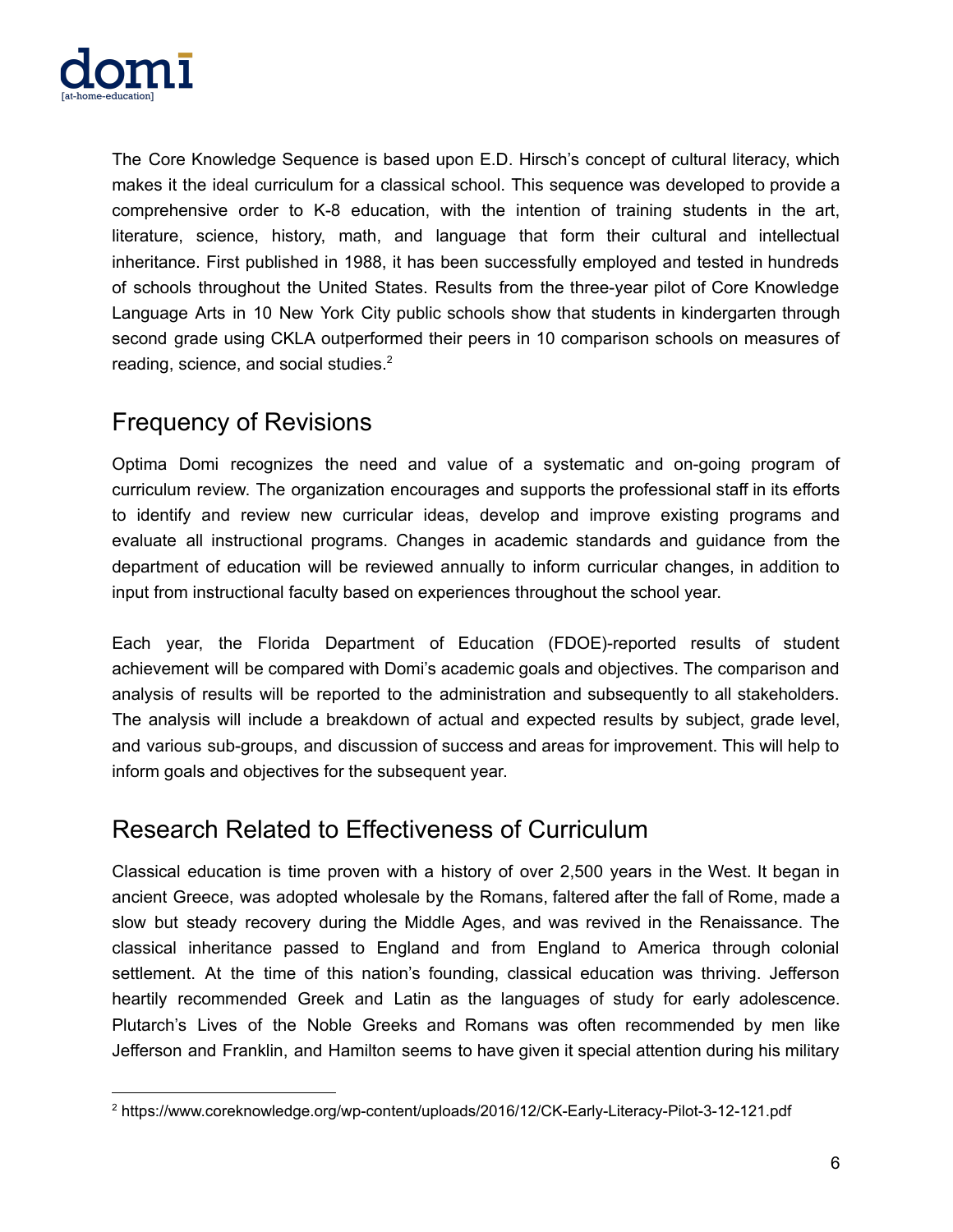The Core Knowledge Sequence is based upon E.D. Hirsch's concept of cultural literacy, which makes it the ideal curriculum for a classical school. This sequence was developed to provide a comprehensive order to K-8 education, with the intention of training students in the art, literature, science, history, math, and language that form their cultural and intellectual inheritance. First published in 1988, it has been successfully employed and tested in hundreds of schools throughout the United States. Results from the three-year pilot of Core Knowledge Language Arts in 10 New York City public schools show that students in kindergarten through second grade using CKLA outperformed their peers in 10 comparison schools on measures of reading, science, and social studies.[2]

## Frequency of Revisions

Optima Domi recognizes the need and value of a systematic and on-going program of curriculum review. The organization encourages and supports the professional staff in its efforts to identify and review new curricular ideas, develop and improve existing programs and evaluate all instructional programs. Changes in academic standards and guidance from the department of education will be reviewed annually to inform curricular changes, in addition to input from instructional faculty based on experiences throughout the school year.

Each year, the Florida Department of Education (FDOE)-reported results of student achievement will be compared with Domi's academic goals and objectives. The comparison and analysis of results will be reported to the administration and subsequently to all stakeholders. The analysis will include a breakdown of actual and expected results by subject, grade level, and various sub-groups, and discussion of success and areas for improvement. This will help to inform goals and objectives for the subsequent year.

## Research Related to Effectiveness of Curriculum

Classical education is time proven with a history of over 2,500 years in the West. It began in ancient Greece, was adopted wholesale by the Romans, faltered after the fall of Rome, made a slow but steady recovery during the Middle Ages, and was revived in the Renaissance. The classical inheritance passed to England and from England to America through colonial settlement. At the time of this nation's founding, classical education was thriving. Jefferson heartily recommended Greek and Latin as the languages of study for early adolescence. Plutarch's Lives of the Noble Greeks and Romans was often recommended by men like Jefferson and Franklin, and Hamilton seems to have given it special attention during his military

---

[2] https://www.coreknowledge.org/wp-content/uploads/2016/12/CK-Early-Literacy-Pilot-3-12-121.pdf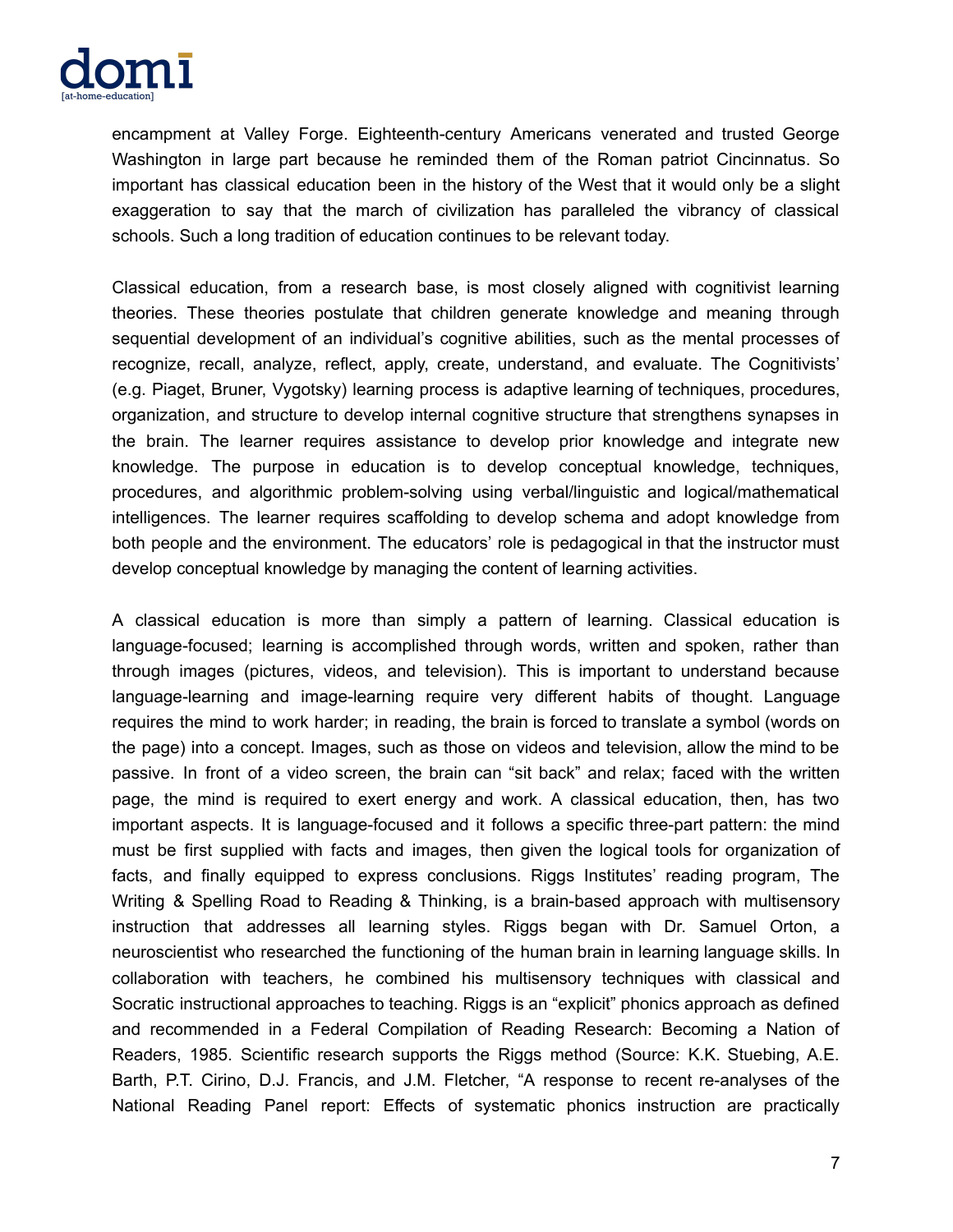encampment at Valley Forge. Eighteenth-century Americans venerated and trusted George Washington in large part because he reminded them of the Roman patriot Cincinnatus. So important has classical education been in the history of the West that it would only be a slight exaggeration to say that the march of civilization has paralleled the vibrancy of classical schools. Such a long tradition of education continues to be relevant today.

Classical education, from a research base, is most closely aligned with cognitivist learning theories. These theories postulate that children generate knowledge and meaning through sequential development of an individual's cognitive abilities, such as the mental processes of recognize, recall, analyze, reflect, apply, create, understand, and evaluate. The Cognitivists' (e.g. Piaget, Bruner, Vygotsky) learning process is adaptive learning of techniques, procedures, organization, and structure to develop internal cognitive structure that strengthens synapses in the brain. The learner requires assistance to develop prior knowledge and integrate new knowledge. The purpose in education is to develop conceptual knowledge, techniques, procedures, and algorithmic problem-solving using verbal/linguistic and logical/mathematical intelligences. The learner requires scaffolding to develop schema and adopt knowledge from both people and the environment. The educators' role is pedagogical in that the instructor must develop conceptual knowledge by managing the content of learning activities.

A classical education is more than simply a pattern of learning. Classical education is language-focused; learning is accomplished through words, written and spoken, rather than through images (pictures, videos, and television). This is important to understand because language-learning and image-learning require very different habits of thought. Language requires the mind to work harder; in reading, the brain is forced to translate a symbol (words on the page) into a concept. Images, such as those on videos and television, allow the mind to be passive. In front of a video screen, the brain can "sit back" and relax; faced with the written page, the mind is required to exert energy and work. A classical education, then, has two important aspects. It is language-focused and it follows a specific three-part pattern: the mind must be first supplied with facts and images, then given the logical tools for organization of facts, and finally equipped to express conclusions. Riggs Institutes' reading program, The Writing & Spelling Road to Reading & Thinking, is a brain-based approach with multisensory instruction that addresses all learning styles. Riggs began with Dr. Samuel Orton, a neuroscientist who researched the functioning of the human brain in learning language skills. In collaboration with teachers, he combined his multisensory techniques with classical and Socratic instructional approaches to teaching. Riggs is an "explicit" phonics approach as defined and recommended in a Federal Compilation of Reading Research: Becoming a Nation of Readers, 1985. Scientific research supports the Riggs method (Source: K.K. Stuebing, A.E. Barth, P.T. Cirino, D.J. Francis, and J.M. Fletcher, "A response to recent re-analyses of the National Reading Panel report: Effects of systematic phonics instruction are practically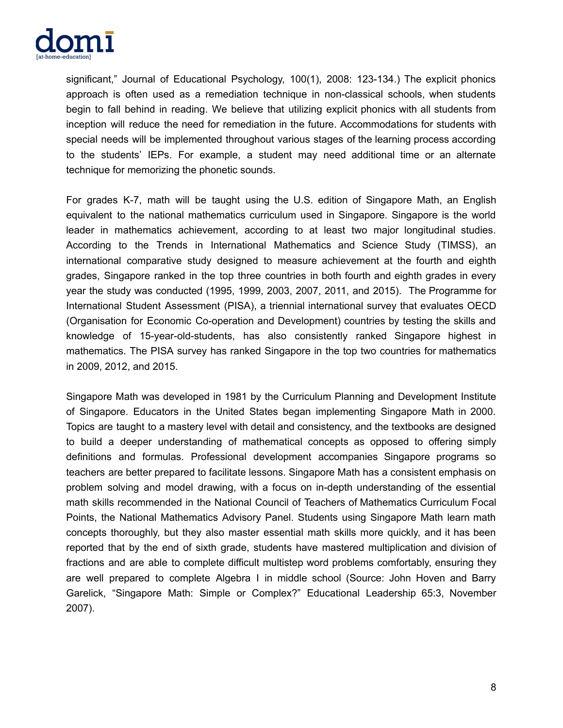significant," Journal of Educational Psychology, 100(1), 2008: 123-134.) The explicit phonics approach is often used as a remediation technique in non-classical schools, when students begin to fall behind in reading. We believe that utilizing explicit phonics with all students from inception will reduce the need for remediation in the future. Accommodations for students with special needs will be implemented throughout various stages of the learning process according to the students' IEPs. For example, a student may need additional time or an alternate technique for memorizing the phonetic sounds.

For grades K-7, math will be taught using the U.S. edition of Singapore Math, an English equivalent to the national mathematics curriculum used in Singapore. Singapore is the world leader in mathematics achievement, according to at least two major longitudinal studies. According to the Trends in International Mathematics and Science Study (TIMSS), an international comparative study designed to measure achievement at the fourth and eighth grades, Singapore ranked in the top three countries in both fourth and eighth grades in every year the study was conducted (1995, 1999, 2003, 2007, 2011, and 2015). The Programme for International Student Assessment (PISA), a triennial international survey that evaluates OECD (Organisation for Economic Co-operation and Development) countries by testing the skills and knowledge of 15-year-old-students, has also consistently ranked Singapore highest in mathematics. The PISA survey has ranked Singapore in the top two countries for mathematics in 2009, 2012, and 2015.

Singapore Math was developed in 1981 by the Curriculum Planning and Development Institute of Singapore. Educators in the United States began implementing Singapore Math in 2000. Topics are taught to a mastery level with detail and consistency, and the textbooks are designed to build a deeper understanding of mathematical concepts as opposed to offering simply definitions and formulas. Professional development accompanies Singapore programs so teachers are better prepared to facilitate lessons. Singapore Math has a consistent emphasis on problem solving and model drawing, with a focus on in-depth understanding of the essential math skills recommended in the National Council of Teachers of Mathematics Curriculum Focal Points, the National Mathematics Advisory Panel. Students using Singapore Math learn math concepts thoroughly, but they also master essential math skills more quickly, and it has been reported that by the end of sixth grade, students have mastered multiplication and division of fractions and are able to complete difficult multistep word problems comfortably, ensuring they are well prepared to complete Algebra I in middle school (Source: John Hoven and Barry Garelick, "Singapore Math: Simple or Complex?" Educational Leadership 65:3, November 2007).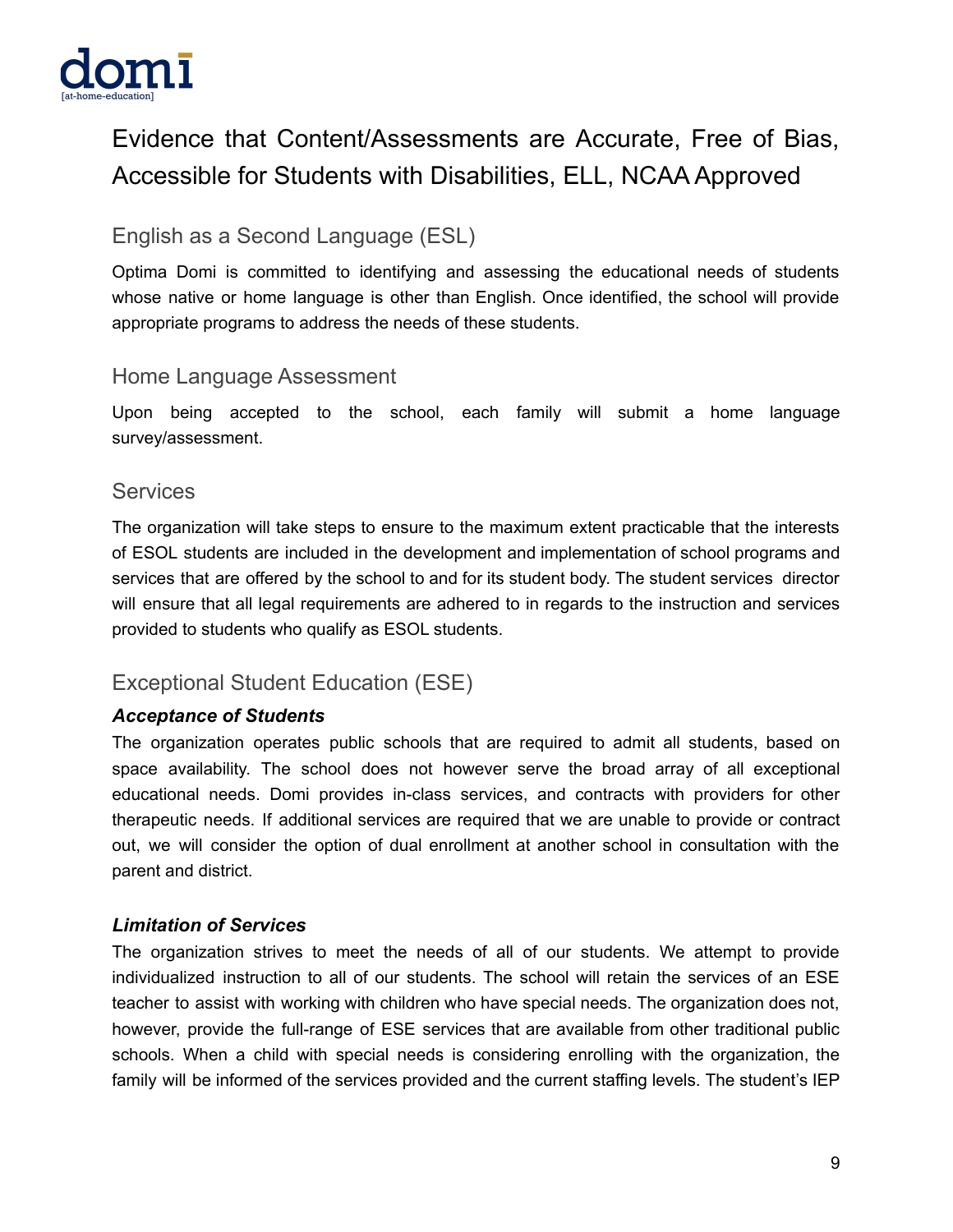# Evidence that Content/Assessments are Accurate, Free of Bias, Accessible for Students with Disabilities, ELL, NCAA Approved

## English as a Second Language (ESL)

Optima Domi is committed to identifying and assessing the educational needs of students whose native or home language is other than English. Once identified, the school will provide appropriate programs to address the needs of these students.

## Home Language Assessment

Upon being accepted to the school, each family will submit a home language survey/assessment.

## Services

The organization will take steps to ensure to the maximum extent practicable that the interests of ESOL students are included in the development and implementation of school programs and services that are offered by the school to and for its student body. The student services director will ensure that all legal requirements are adhered to in regards to the instruction and services provided to students who qualify as ESOL students.

## Exceptional Student Education (ESE)

### *Acceptance of Students*

The organization operates public schools that are required to admit all students, based on space availability. The school does not however serve the broad array of all exceptional educational needs. Domi provides in-class services, and contracts with providers for other therapeutic needs. If additional services are required that we are unable to provide or contract out, we will consider the option of dual enrollment at another school in consultation with the parent and district.

### *Limitation of Services*

The organization strives to meet the needs of all of our students. We attempt to provide individualized instruction to all of our students. The school will retain the services of an ESE teacher to assist with working with children who have special needs. The organization does not, however, provide the full-range of ESE services that are available from other traditional public schools. When a child with special needs is considering enrolling with the organization, the family will be informed of the services provided and the current staffing levels. The student's IEP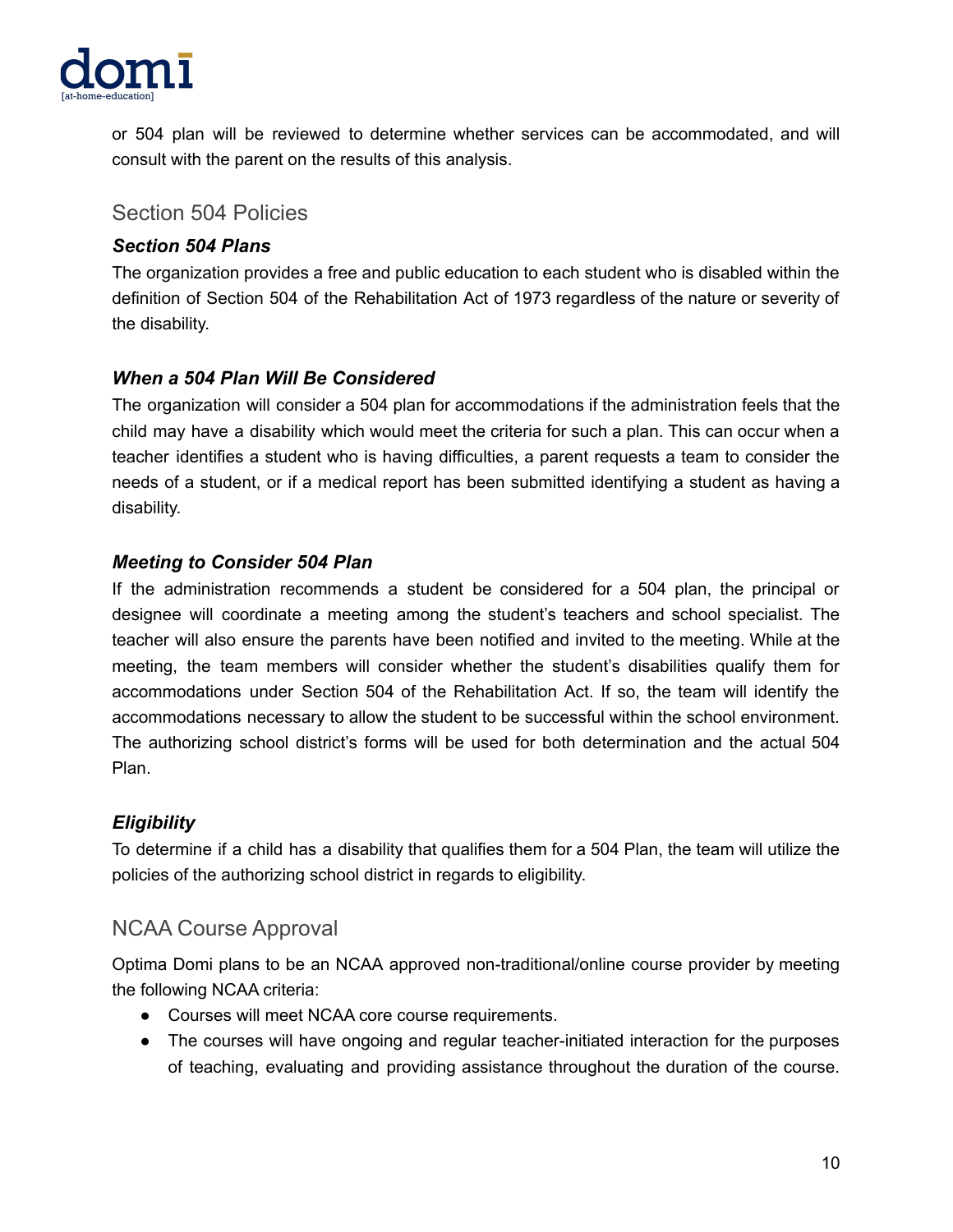or 504 plan will be reviewed to determine whether services can be accommodated, and will consult with the parent on the results of this analysis.

## Section 504 Policies

### *Section 504 Plans*

The organization provides a free and public education to each student who is disabled within the definition of Section 504 of the Rehabilitation Act of 1973 regardless of the nature or severity of the disability.

### *When a 504 Plan Will Be Considered*

The organization will consider a 504 plan for accommodations if the administration feels that the child may have a disability which would meet the criteria for such a plan. This can occur when a teacher identifies a student who is having difficulties, a parent requests a team to consider the needs of a student, or if a medical report has been submitted identifying a student as having a disability.

### *Meeting to Consider 504 Plan*

If the administration recommends a student be considered for a 504 plan, the principal or designee will coordinate a meeting among the student's teachers and school specialist. The teacher will also ensure the parents have been notified and invited to the meeting. While at the meeting, the team members will consider whether the student's disabilities qualify them for accommodations under Section 504 of the Rehabilitation Act. If so, the team will identify the accommodations necessary to allow the student to be successful within the school environment. The authorizing school district's forms will be used for both determination and the actual 504 Plan.

### *Eligibility*

To determine if a child has a disability that qualifies them for a 504 Plan, the team will utilize the policies of the authorizing school district in regards to eligibility.

## NCAA Course Approval

Optima Domi plans to be an NCAA approved non-traditional/online course provider by meeting the following NCAA criteria:

- Courses will meet NCAA core course requirements.
- The courses will have ongoing and regular teacher-initiated interaction for the purposes of teaching, evaluating and providing assistance throughout the duration of the course.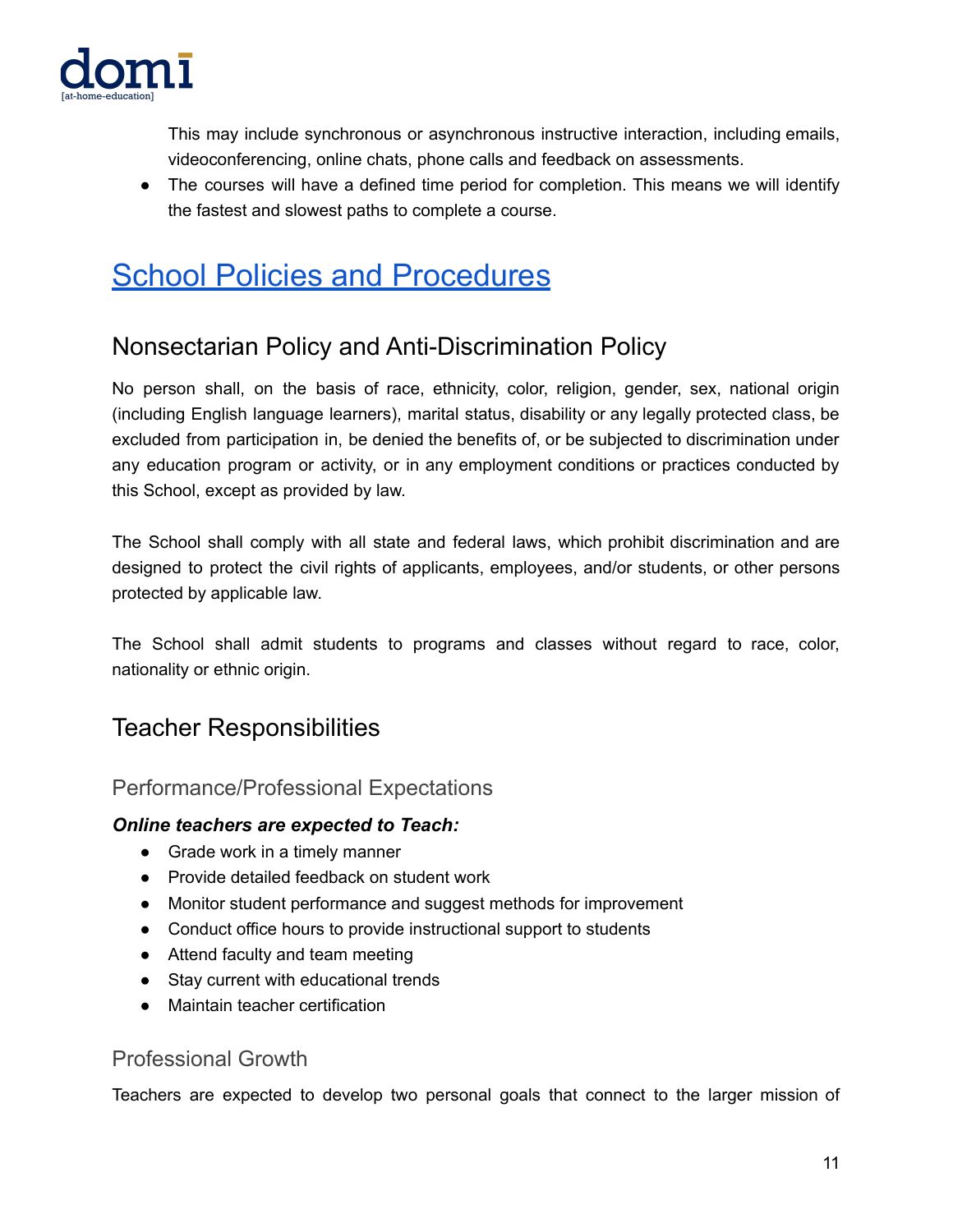This may include synchronous or asynchronous instructive interaction, including emails, videoconferencing, online chats, phone calls and feedback on assessments.

- The courses will have a defined time period for completion. This means we will identify the fastest and slowest paths to complete a course.

# School Policies and Procedures

## Nonsectarian Policy and Anti-Discrimination Policy

No person shall, on the basis of race, ethnicity, color, religion, gender, sex, national origin (including English language learners), marital status, disability or any legally protected class, be excluded from participation in, be denied the benefits of, or be subjected to discrimination under any education program or activity, or in any employment conditions or practices conducted by this School, except as provided by law.

The School shall comply with all state and federal laws, which prohibit discrimination and are designed to protect the civil rights of applicants, employees, and/or students, or other persons protected by applicable law.

The School shall admit students to programs and classes without regard to race, color, nationality or ethnic origin.

## Teacher Responsibilities

### Performance/Professional Expectations

***Online teachers are expected to Teach:***

- Grade work in a timely manner
- Provide detailed feedback on student work
- Monitor student performance and suggest methods for improvement
- Conduct office hours to provide instructional support to students
- Attend faculty and team meeting
- Stay current with educational trends
- Maintain teacher certification

### Professional Growth

Teachers are expected to develop two personal goals that connect to the larger mission of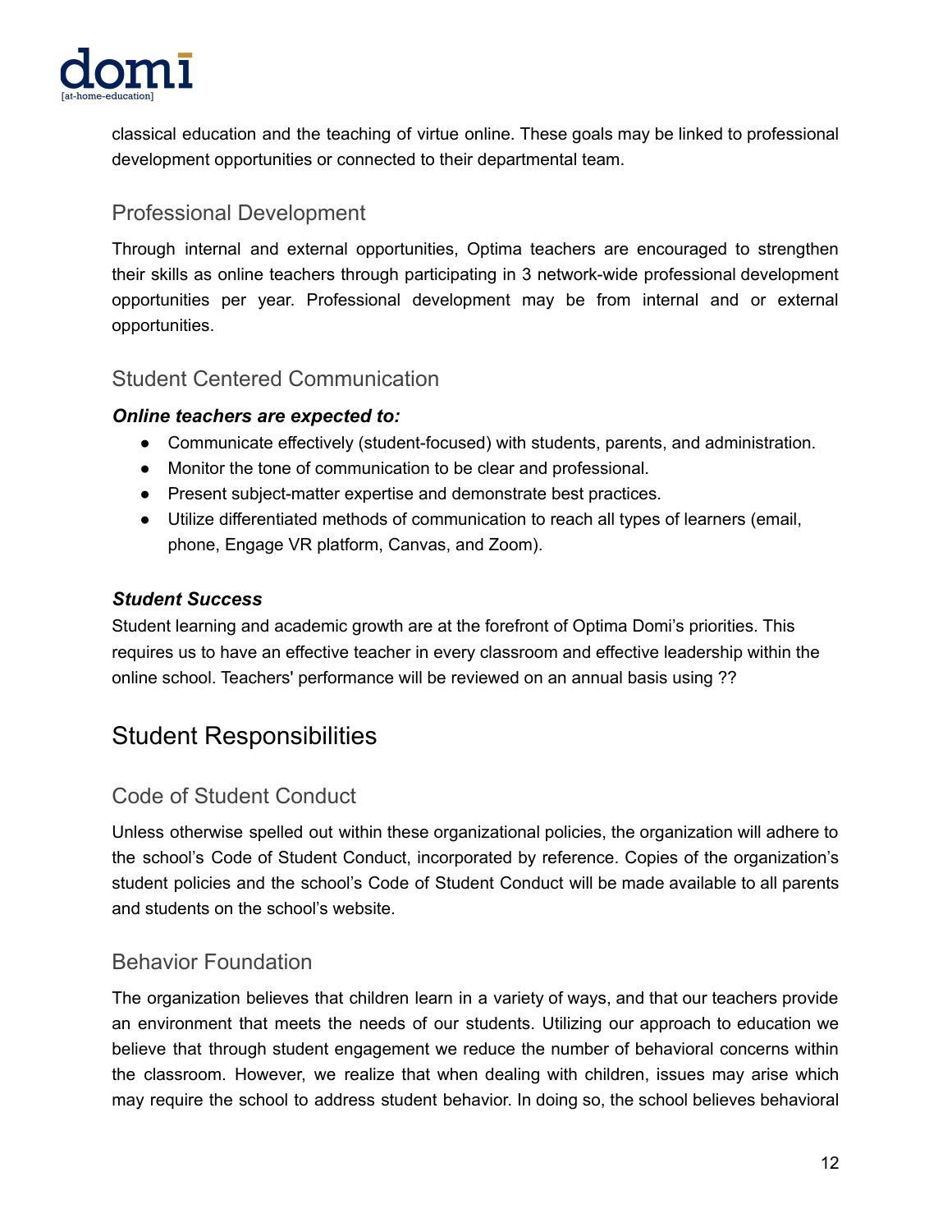classical education and the teaching of virtue online. These goals may be linked to professional development opportunities or connected to their departmental team.

### Professional Development

Through internal and external opportunities, Optima teachers are encouraged to strengthen their skills as online teachers through participating in 3 network-wide professional development opportunities per year. Professional development may be from internal and or external opportunities.

### Student Centered Communication

***Online teachers are expected to:***

- Communicate effectively (student-focused) with students, parents, and administration.
- Monitor the tone of communication to be clear and professional.
- Present subject-matter expertise and demonstrate best practices.
- Utilize differentiated methods of communication to reach all types of learners (email, phone, Engage VR platform, Canvas, and Zoom).

***Student Success***

Student learning and academic growth are at the forefront of Optima Domi's priorities. This requires us to have an effective teacher in every classroom and effective leadership within the online school. Teachers' performance will be reviewed on an annual basis using ??

## Student Responsibilities

### Code of Student Conduct

Unless otherwise spelled out within these organizational policies, the organization will adhere to the school's Code of Student Conduct, incorporated by reference. Copies of the organization's student policies and the school's Code of Student Conduct will be made available to all parents and students on the school's website.

### Behavior Foundation

The organization believes that children learn in a variety of ways, and that our teachers provide an environment that meets the needs of our students. Utilizing our approach to education we believe that through student engagement we reduce the number of behavioral concerns within the classroom. However, we realize that when dealing with children, issues may arise which may require the school to address student behavior. In doing so, the school believes behavioral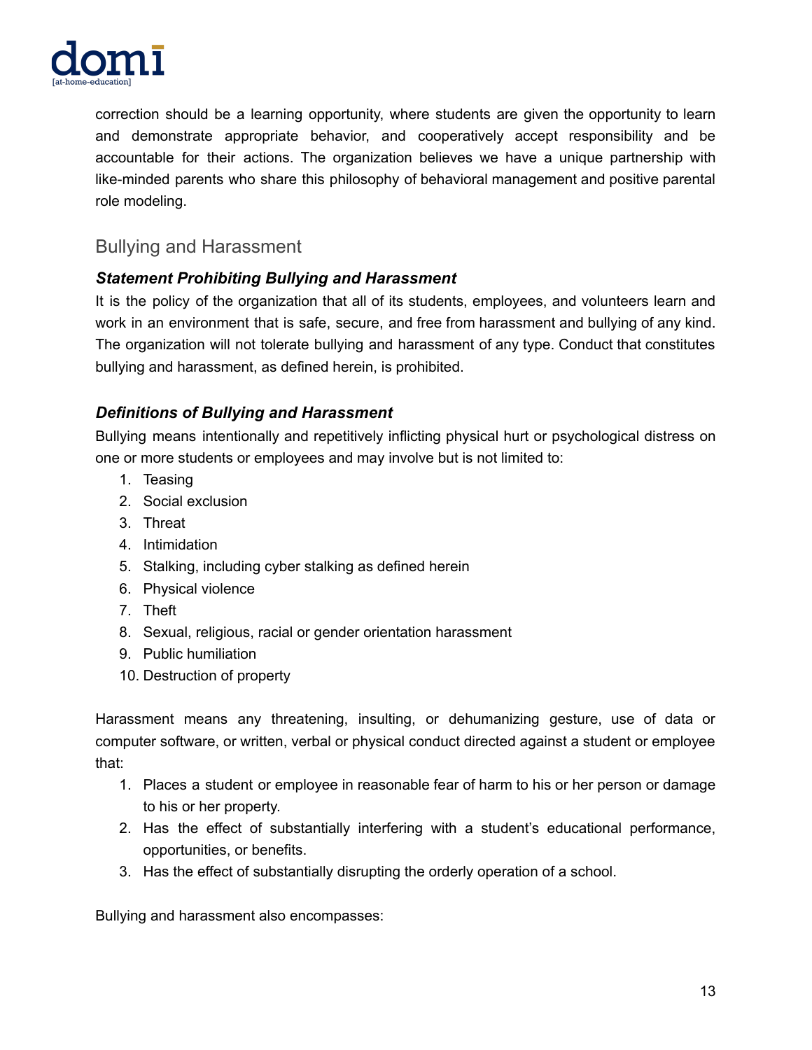correction should be a learning opportunity, where students are given the opportunity to learn and demonstrate appropriate behavior, and cooperatively accept responsibility and be accountable for their actions. The organization believes we have a unique partnership with like-minded parents who share this philosophy of behavioral management and positive parental role modeling.

## Bullying and Harassment

### *Statement Prohibiting Bullying and Harassment*

It is the policy of the organization that all of its students, employees, and volunteers learn and work in an environment that is safe, secure, and free from harassment and bullying of any kind. The organization will not tolerate bullying and harassment of any type. Conduct that constitutes bullying and harassment, as defined herein, is prohibited.

### *Definitions of Bullying and Harassment*

Bullying means intentionally and repetitively inflicting physical hurt or psychological distress on one or more students or employees and may involve but is not limited to:

1. Teasing
2. Social exclusion
3. Threat
4. Intimidation
5. Stalking, including cyber stalking as defined herein
6. Physical violence
7. Theft
8. Sexual, religious, racial or gender orientation harassment
9. Public humiliation
10. Destruction of property

Harassment means any threatening, insulting, or dehumanizing gesture, use of data or computer software, or written, verbal or physical conduct directed against a student or employee that:

1. Places a student or employee in reasonable fear of harm to his or her person or damage to his or her property.
2. Has the effect of substantially interfering with a student's educational performance, opportunities, or benefits.
3. Has the effect of substantially disrupting the orderly operation of a school.

Bullying and harassment also encompasses: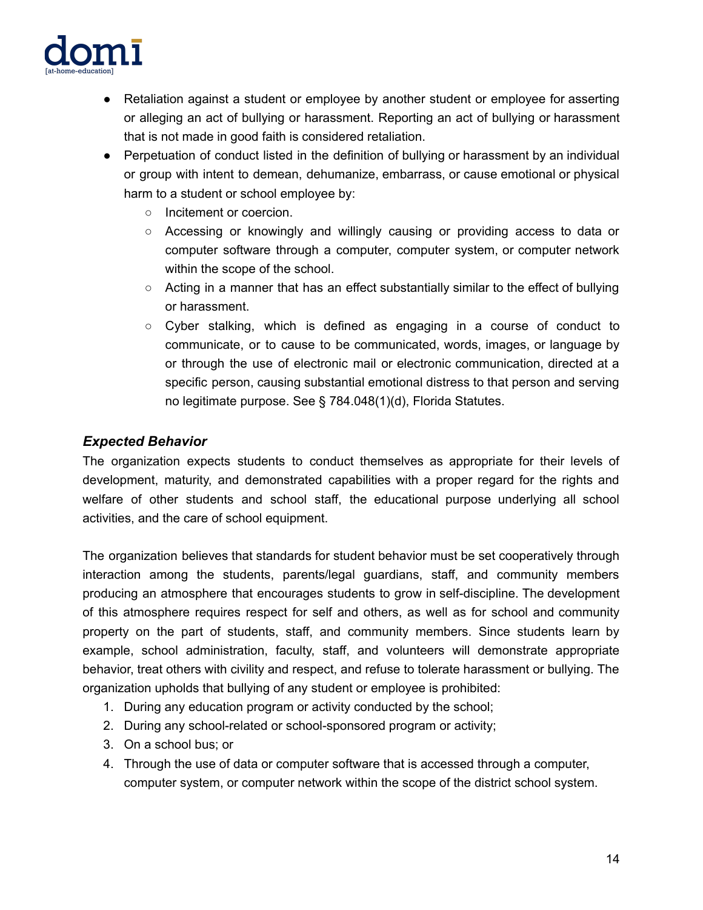- Retaliation against a student or employee by another student or employee for asserting or alleging an act of bullying or harassment. Reporting an act of bullying or harassment that is not made in good faith is considered retaliation.
- Perpetuation of conduct listed in the definition of bullying or harassment by an individual or group with intent to demean, dehumanize, embarrass, or cause emotional or physical harm to a student or school employee by:
    - Incitement or coercion.
    - Accessing or knowingly and willingly causing or providing access to data or computer software through a computer, computer system, or computer network within the scope of the school.
    - Acting in a manner that has an effect substantially similar to the effect of bullying or harassment.
    - Cyber stalking, which is defined as engaging in a course of conduct to communicate, or to cause to be communicated, words, images, or language by or through the use of electronic mail or electronic communication, directed at a specific person, causing substantial emotional distress to that person and serving no legitimate purpose. See § 784.048(1)(d), Florida Statutes.

### *Expected Behavior*

The organization expects students to conduct themselves as appropriate for their levels of development, maturity, and demonstrated capabilities with a proper regard for the rights and welfare of other students and school staff, the educational purpose underlying all school activities, and the care of school equipment.

The organization believes that standards for student behavior must be set cooperatively through interaction among the students, parents/legal guardians, staff, and community members producing an atmosphere that encourages students to grow in self-discipline. The development of this atmosphere requires respect for self and others, as well as for school and community property on the part of students, staff, and community members. Since students learn by example, school administration, faculty, staff, and volunteers will demonstrate appropriate behavior, treat others with civility and respect, and refuse to tolerate harassment or bullying. The organization upholds that bullying of any student or employee is prohibited:

1. During any education program or activity conducted by the school;
2. During any school-related or school-sponsored program or activity;
3. On a school bus; or
4. Through the use of data or computer software that is accessed through a computer, computer system, or computer network within the scope of the district school system.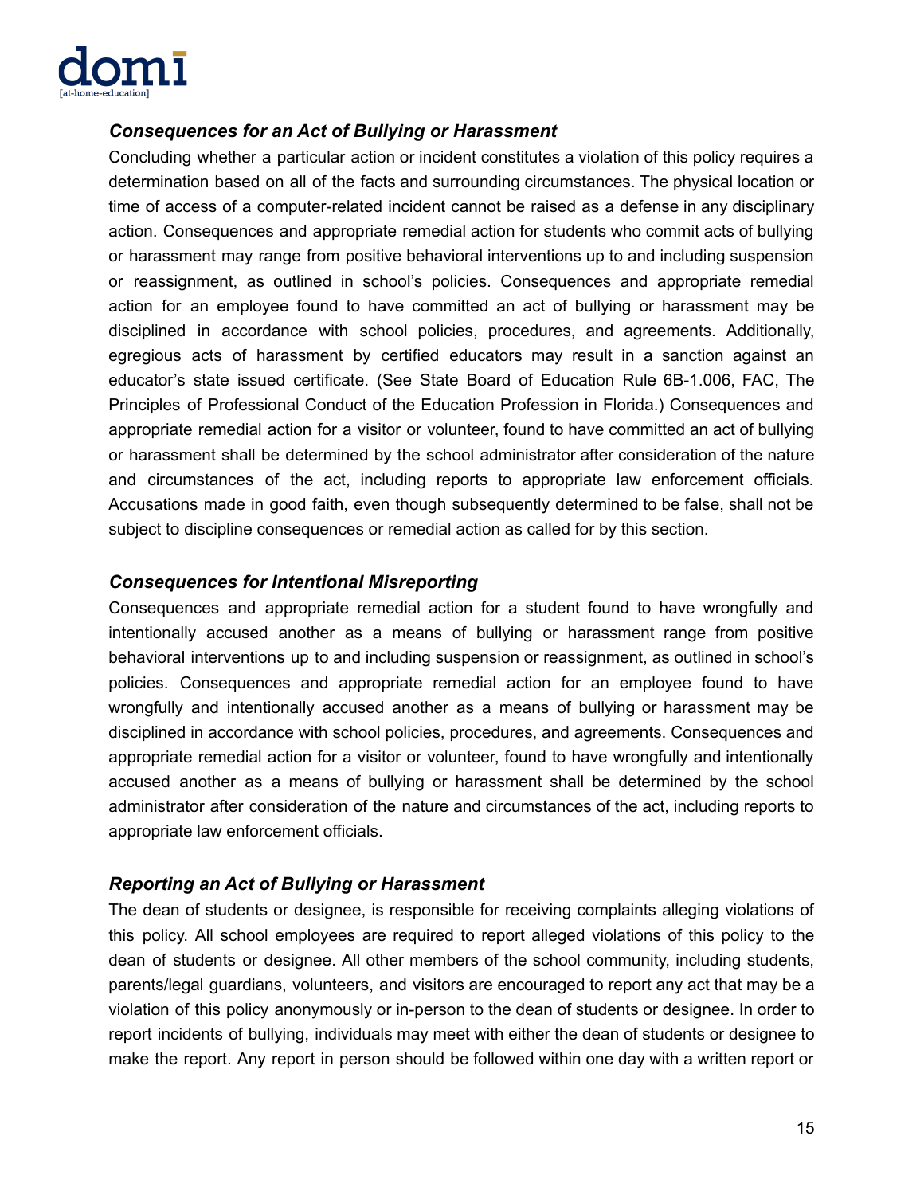### *Consequences for an Act of Bullying or Harassment*

Concluding whether a particular action or incident constitutes a violation of this policy requires a determination based on all of the facts and surrounding circumstances. The physical location or time of access of a computer-related incident cannot be raised as a defense in any disciplinary action. Consequences and appropriate remedial action for students who commit acts of bullying or harassment may range from positive behavioral interventions up to and including suspension or reassignment, as outlined in school's policies. Consequences and appropriate remedial action for an employee found to have committed an act of bullying or harassment may be disciplined in accordance with school policies, procedures, and agreements. Additionally, egregious acts of harassment by certified educators may result in a sanction against an educator's state issued certificate. (See State Board of Education Rule 6B-1.006, FAC, The Principles of Professional Conduct of the Education Profession in Florida.) Consequences and appropriate remedial action for a visitor or volunteer, found to have committed an act of bullying or harassment shall be determined by the school administrator after consideration of the nature and circumstances of the act, including reports to appropriate law enforcement officials. Accusations made in good faith, even though subsequently determined to be false, shall not be subject to discipline consequences or remedial action as called for by this section.

### *Consequences for Intentional Misreporting*

Consequences and appropriate remedial action for a student found to have wrongfully and intentionally accused another as a means of bullying or harassment range from positive behavioral interventions up to and including suspension or reassignment, as outlined in school's policies. Consequences and appropriate remedial action for an employee found to have wrongfully and intentionally accused another as a means of bullying or harassment may be disciplined in accordance with school policies, procedures, and agreements. Consequences and appropriate remedial action for a visitor or volunteer, found to have wrongfully and intentionally accused another as a means of bullying or harassment shall be determined by the school administrator after consideration of the nature and circumstances of the act, including reports to appropriate law enforcement officials.

### *Reporting an Act of Bullying or Harassment*

The dean of students or designee, is responsible for receiving complaints alleging violations of this policy. All school employees are required to report alleged violations of this policy to the dean of students or designee. All other members of the school community, including students, parents/legal guardians, volunteers, and visitors are encouraged to report any act that may be a violation of this policy anonymously or in-person to the dean of students or designee. In order to report incidents of bullying, individuals may meet with either the dean of students or designee to make the report. Any report in person should be followed within one day with a written report or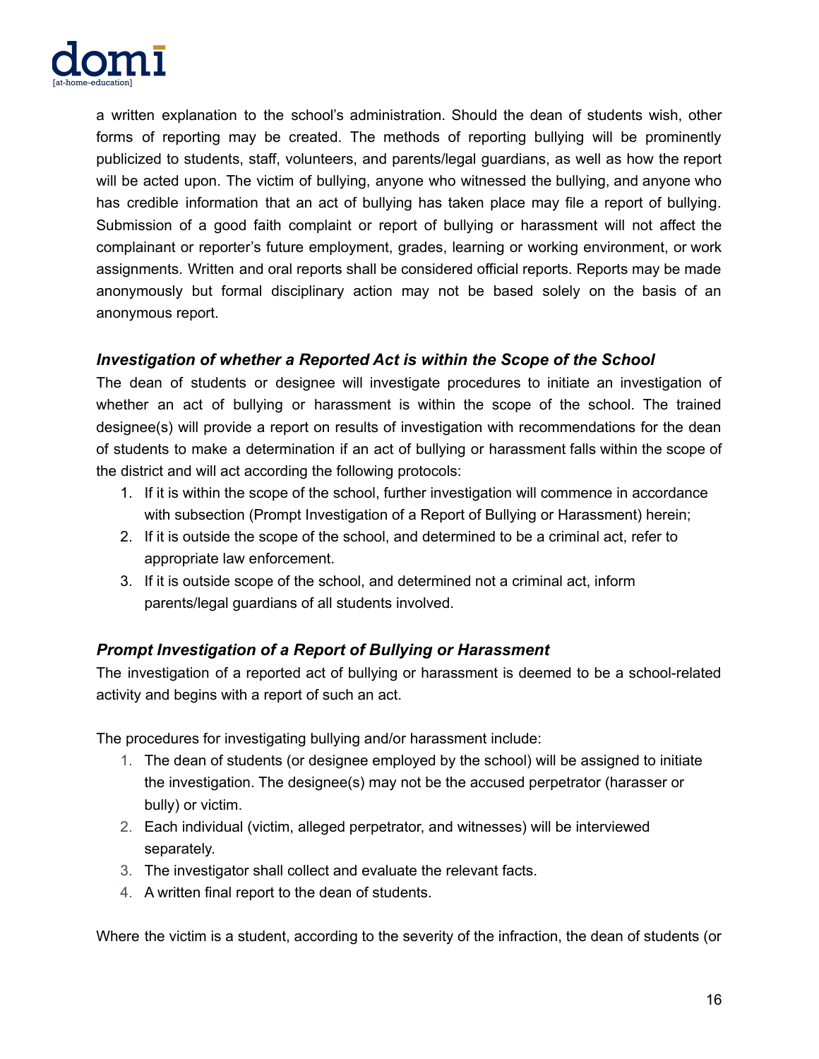a written explanation to the school's administration. Should the dean of students wish, other forms of reporting may be created. The methods of reporting bullying will be prominently publicized to students, staff, volunteers, and parents/legal guardians, as well as how the report will be acted upon. The victim of bullying, anyone who witnessed the bullying, and anyone who has credible information that an act of bullying has taken place may file a report of bullying. Submission of a good faith complaint or report of bullying or harassment will not affect the complainant or reporter's future employment, grades, learning or working environment, or work assignments. Written and oral reports shall be considered official reports. Reports may be made anonymously but formal disciplinary action may not be based solely on the basis of an anonymous report.

### *Investigation of whether a Reported Act is within the Scope of the School*

The dean of students or designee will investigate procedures to initiate an investigation of whether an act of bullying or harassment is within the scope of the school. The trained designee(s) will provide a report on results of investigation with recommendations for the dean of students to make a determination if an act of bullying or harassment falls within the scope of the district and will act according the following protocols:

1. If it is within the scope of the school, further investigation will commence in accordance with subsection (Prompt Investigation of a Report of Bullying or Harassment) herein;
2. If it is outside the scope of the school, and determined to be a criminal act, refer to appropriate law enforcement.
3. If it is outside scope of the school, and determined not a criminal act, inform parents/legal guardians of all students involved.

### *Prompt Investigation of a Report of Bullying or Harassment*

The investigation of a reported act of bullying or harassment is deemed to be a school-related activity and begins with a report of such an act.

The procedures for investigating bullying and/or harassment include:

1. The dean of students (or designee employed by the school) will be assigned to initiate the investigation. The designee(s) may not be the accused perpetrator (harasser or bully) or victim.
2. Each individual (victim, alleged perpetrator, and witnesses) will be interviewed separately.
3. The investigator shall collect and evaluate the relevant facts.
4. A written final report to the dean of students.

Where the victim is a student, according to the severity of the infraction, the dean of students (or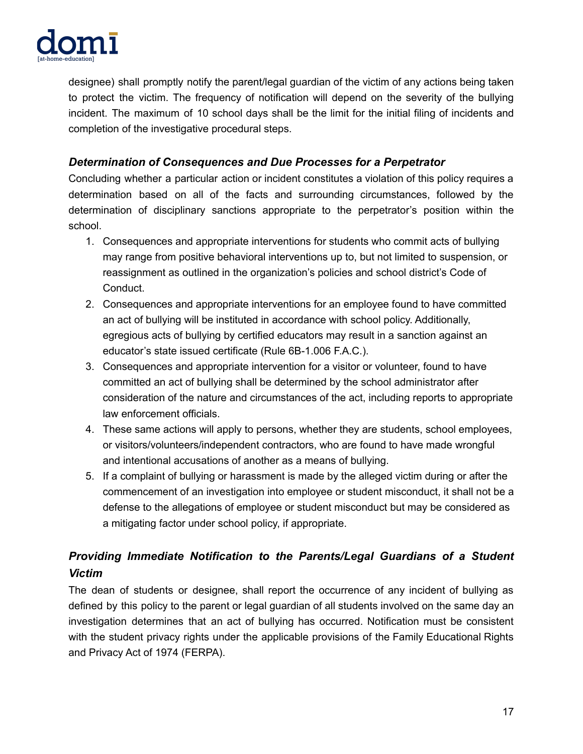designee) shall promptly notify the parent/legal guardian of the victim of any actions being taken to protect the victim. The frequency of notification will depend on the severity of the bullying incident. The maximum of 10 school days shall be the limit for the initial filing of incidents and completion of the investigative procedural steps.

### *Determination of Consequences and Due Processes for a Perpetrator*

Concluding whether a particular action or incident constitutes a violation of this policy requires a determination based on all of the facts and surrounding circumstances, followed by the determination of disciplinary sanctions appropriate to the perpetrator's position within the school.

1. Consequences and appropriate interventions for students who commit acts of bullying may range from positive behavioral interventions up to, but not limited to suspension, or reassignment as outlined in the organization's policies and school district's Code of Conduct.
2. Consequences and appropriate interventions for an employee found to have committed an act of bullying will be instituted in accordance with school policy. Additionally, egregious acts of bullying by certified educators may result in a sanction against an educator's state issued certificate (Rule 6B-1.006 F.A.C.).
3. Consequences and appropriate intervention for a visitor or volunteer, found to have committed an act of bullying shall be determined by the school administrator after consideration of the nature and circumstances of the act, including reports to appropriate law enforcement officials.
4. These same actions will apply to persons, whether they are students, school employees, or visitors/volunteers/independent contractors, who are found to have made wrongful and intentional accusations of another as a means of bullying.
5. If a complaint of bullying or harassment is made by the alleged victim during or after the commencement of an investigation into employee or student misconduct, it shall not be a defense to the allegations of employee or student misconduct but may be considered as a mitigating factor under school policy, if appropriate.

### *Providing Immediate Notification to the Parents/Legal Guardians of a Student Victim*

The dean of students or designee, shall report the occurrence of any incident of bullying as defined by this policy to the parent or legal guardian of all students involved on the same day an investigation determines that an act of bullying has occurred. Notification must be consistent with the student privacy rights under the applicable provisions of the Family Educational Rights and Privacy Act of 1974 (FERPA).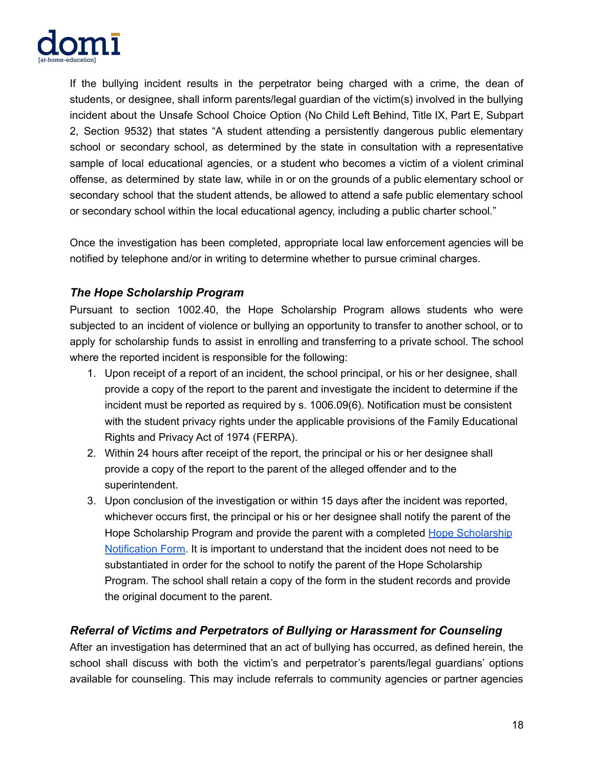If the bullying incident results in the perpetrator being charged with a crime, the dean of students, or designee, shall inform parents/legal guardian of the victim(s) involved in the bullying incident about the Unsafe School Choice Option (No Child Left Behind, Title IX, Part E, Subpart 2, Section 9532) that states "A student attending a persistently dangerous public elementary school or secondary school, as determined by the state in consultation with a representative sample of local educational agencies, or a student who becomes a victim of a violent criminal offense, as determined by state law, while in or on the grounds of a public elementary school or secondary school that the student attends, be allowed to attend a safe public elementary school or secondary school within the local educational agency, including a public charter school."

Once the investigation has been completed, appropriate local law enforcement agencies will be notified by telephone and/or in writing to determine whether to pursue criminal charges.

### *The Hope Scholarship Program*

Pursuant to section 1002.40, the Hope Scholarship Program allows students who were subjected to an incident of violence or bullying an opportunity to transfer to another school, or to apply for scholarship funds to assist in enrolling and transferring to a private school. The school where the reported incident is responsible for the following:

1. Upon receipt of a report of an incident, the school principal, or his or her designee, shall provide a copy of the report to the parent and investigate the incident to determine if the incident must be reported as required by s. 1006.09(6). Notification must be consistent with the student privacy rights under the applicable provisions of the Family Educational Rights and Privacy Act of 1974 (FERPA).
2. Within 24 hours after receipt of the report, the principal or his or her designee shall provide a copy of the report to the parent of the alleged offender and to the superintendent.
3. Upon conclusion of the investigation or within 15 days after the incident was reported, whichever occurs first, the principal or his or her designee shall notify the parent of the Hope Scholarship Program and provide the parent with a completed Hope Scholarship Notification Form. It is important to understand that the incident does not need to be substantiated in order for the school to notify the parent of the Hope Scholarship Program. The school shall retain a copy of the form in the student records and provide the original document to the parent.

### *Referral of Victims and Perpetrators of Bullying or Harassment for Counseling*

After an investigation has determined that an act of bullying has occurred, as defined herein, the school shall discuss with both the victim's and perpetrator's parents/legal guardians' options available for counseling. This may include referrals to community agencies or partner agencies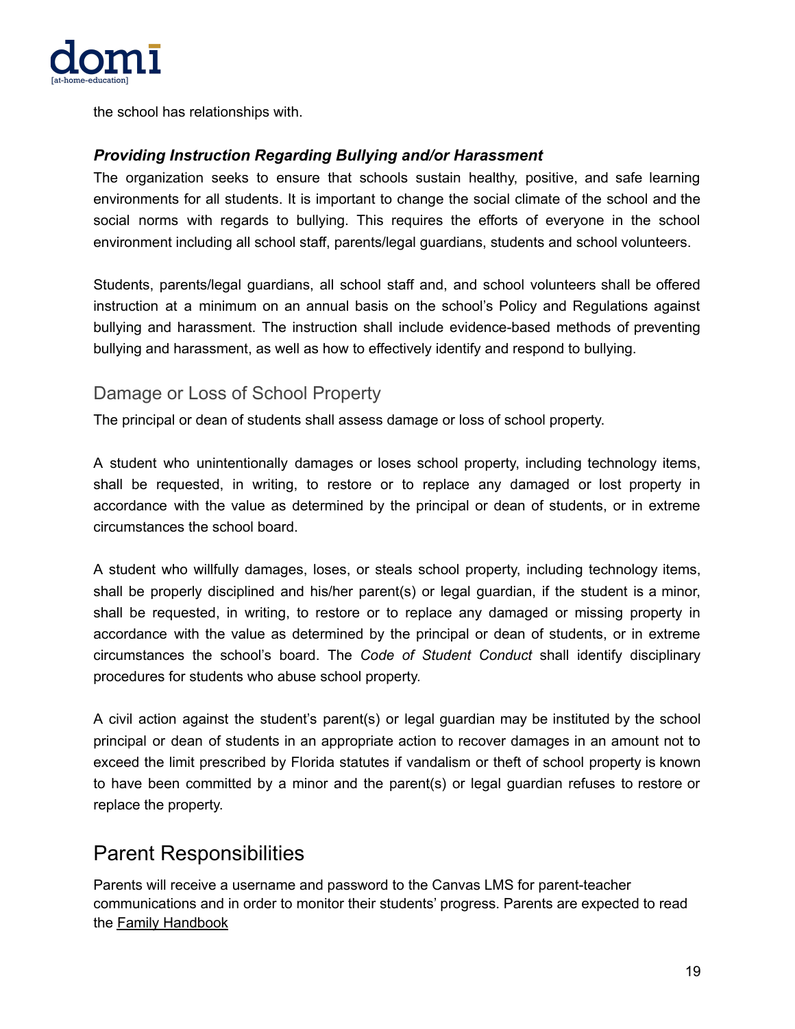the school has relationships with.

### *Providing Instruction Regarding Bullying and/or Harassment*

The organization seeks to ensure that schools sustain healthy, positive, and safe learning environments for all students. It is important to change the social climate of the school and the social norms with regards to bullying. This requires the efforts of everyone in the school environment including all school staff, parents/legal guardians, students and school volunteers.

Students, parents/legal guardians, all school staff and, and school volunteers shall be offered instruction at a minimum on an annual basis on the school's Policy and Regulations against bullying and harassment. The instruction shall include evidence-based methods of preventing bullying and harassment, as well as how to effectively identify and respond to bullying.

## Damage or Loss of School Property

The principal or dean of students shall assess damage or loss of school property.

A student who unintentionally damages or loses school property, including technology items, shall be requested, in writing, to restore or to replace any damaged or lost property in accordance with the value as determined by the principal or dean of students, or in extreme circumstances the school board.

A student who willfully damages, loses, or steals school property, including technology items, shall be properly disciplined and his/her parent(s) or legal guardian, if the student is a minor, shall be requested, in writing, to restore or to replace any damaged or missing property in accordance with the value as determined by the principal or dean of students, or in extreme circumstances the school's board. The *Code of Student Conduct* shall identify disciplinary procedures for students who abuse school property.

A civil action against the student's parent(s) or legal guardian may be instituted by the school principal or dean of students in an appropriate action to recover damages in an amount not to exceed the limit prescribed by Florida statutes if vandalism or theft of school property is known to have been committed by a minor and the parent(s) or legal guardian refuses to restore or replace the property.

# Parent Responsibilities

Parents will receive a username and password to the Canvas LMS for parent-teacher communications and in order to monitor their students' progress. Parents are expected to read the Family Handbook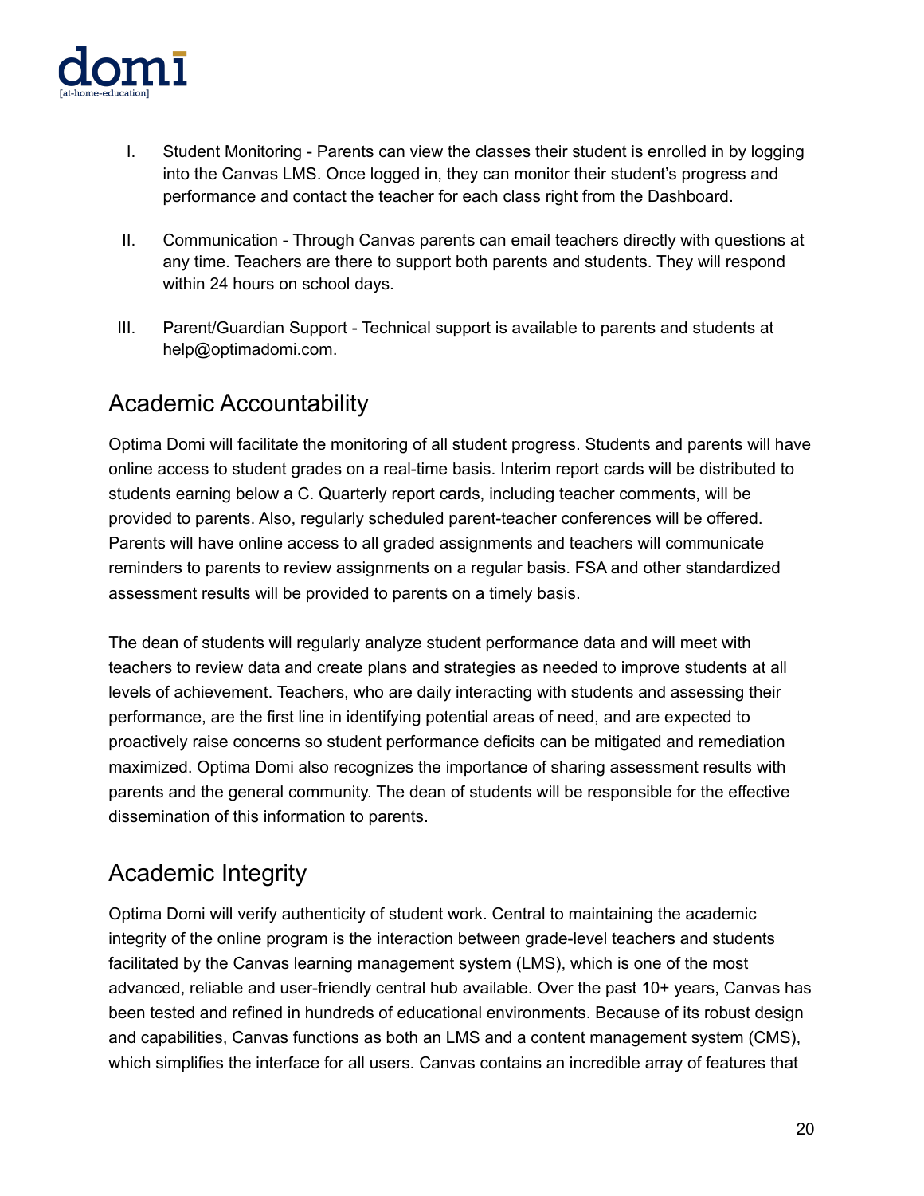I. Student Monitoring - Parents can view the classes their student is enrolled in by logging into the Canvas LMS. Once logged in, they can monitor their student's progress and performance and contact the teacher for each class right from the Dashboard.

II. Communication - Through Canvas parents can email teachers directly with questions at any time. Teachers are there to support both parents and students. They will respond within 24 hours on school days.

III. Parent/Guardian Support - Technical support is available to parents and students at help@optimadomi.com.

## Academic Accountability

Optima Domi will facilitate the monitoring of all student progress. Students and parents will have online access to student grades on a real-time basis. Interim report cards will be distributed to students earning below a C. Quarterly report cards, including teacher comments, will be provided to parents. Also, regularly scheduled parent-teacher conferences will be offered. Parents will have online access to all graded assignments and teachers will communicate reminders to parents to review assignments on a regular basis. FSA and other standardized assessment results will be provided to parents on a timely basis.

The dean of students will regularly analyze student performance data and will meet with teachers to review data and create plans and strategies as needed to improve students at all levels of achievement. Teachers, who are daily interacting with students and assessing their performance, are the first line in identifying potential areas of need, and are expected to proactively raise concerns so student performance deficits can be mitigated and remediation maximized. Optima Domi also recognizes the importance of sharing assessment results with parents and the general community. The dean of students will be responsible for the effective dissemination of this information to parents.

## Academic Integrity

Optima Domi will verify authenticity of student work. Central to maintaining the academic integrity of the online program is the interaction between grade-level teachers and students facilitated by the Canvas learning management system (LMS), which is one of the most advanced, reliable and user-friendly central hub available. Over the past 10+ years, Canvas has been tested and refined in hundreds of educational environments. Because of its robust design and capabilities, Canvas functions as both an LMS and a content management system (CMS), which simplifies the interface for all users. Canvas contains an incredible array of features that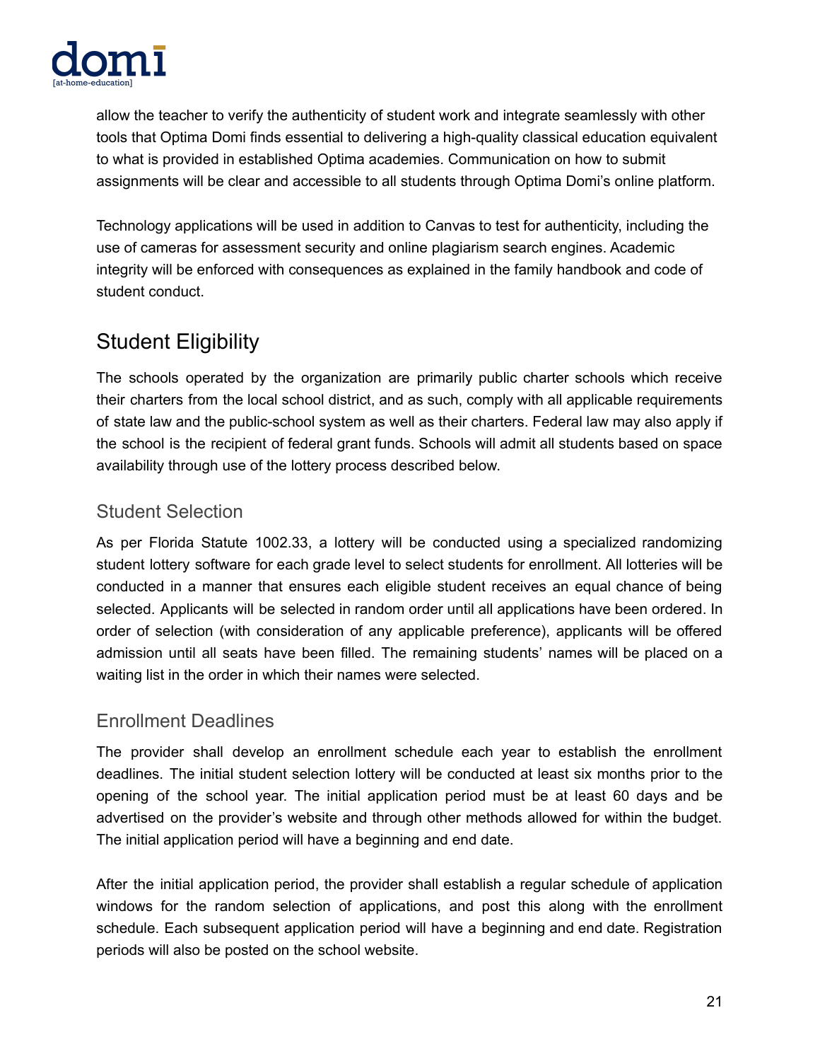allow the teacher to verify the authenticity of student work and integrate seamlessly with other tools that Optima Domi finds essential to delivering a high-quality classical education equivalent to what is provided in established Optima academies. Communication on how to submit assignments will be clear and accessible to all students through Optima Domi's online platform.

Technology applications will be used in addition to Canvas to test for authenticity, including the use of cameras for assessment security and online plagiarism search engines. Academic integrity will be enforced with consequences as explained in the family handbook and code of student conduct.

## Student Eligibility

The schools operated by the organization are primarily public charter schools which receive their charters from the local school district, and as such, comply with all applicable requirements of state law and the public-school system as well as their charters. Federal law may also apply if the school is the recipient of federal grant funds. Schools will admit all students based on space availability through use of the lottery process described below.

### Student Selection

As per Florida Statute 1002.33, a lottery will be conducted using a specialized randomizing student lottery software for each grade level to select students for enrollment. All lotteries will be conducted in a manner that ensures each eligible student receives an equal chance of being selected. Applicants will be selected in random order until all applications have been ordered. In order of selection (with consideration of any applicable preference), applicants will be offered admission until all seats have been filled. The remaining students' names will be placed on a waiting list in the order in which their names were selected.

### Enrollment Deadlines

The provider shall develop an enrollment schedule each year to establish the enrollment deadlines. The initial student selection lottery will be conducted at least six months prior to the opening of the school year. The initial application period must be at least 60 days and be advertised on the provider's website and through other methods allowed for within the budget. The initial application period will have a beginning and end date.

After the initial application period, the provider shall establish a regular schedule of application windows for the random selection of applications, and post this along with the enrollment schedule. Each subsequent application period will have a beginning and end date. Registration periods will also be posted on the school website.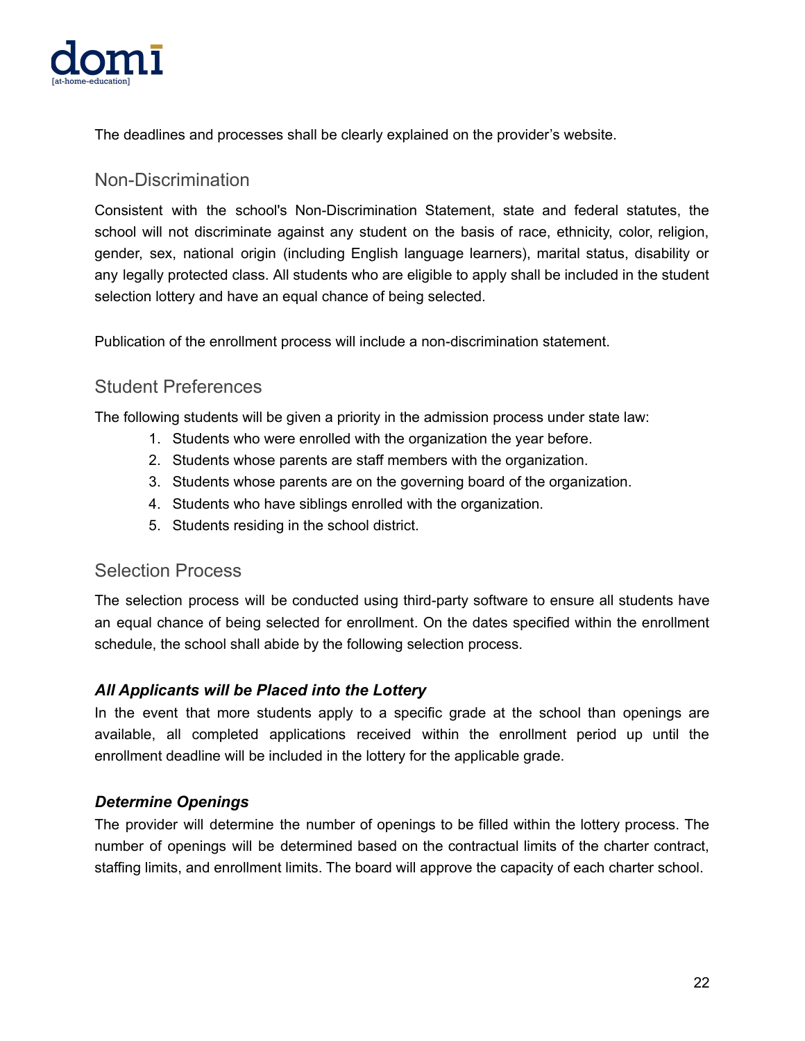The deadlines and processes shall be clearly explained on the provider's website.

## Non-Discrimination

Consistent with the school's Non-Discrimination Statement, state and federal statutes, the school will not discriminate against any student on the basis of race, ethnicity, color, religion, gender, sex, national origin (including English language learners), marital status, disability or any legally protected class. All students who are eligible to apply shall be included in the student selection lottery and have an equal chance of being selected.

Publication of the enrollment process will include a non-discrimination statement.

## Student Preferences

The following students will be given a priority in the admission process under state law:

1. Students who were enrolled with the organization the year before.
2. Students whose parents are staff members with the organization.
3. Students whose parents are on the governing board of the organization.
4. Students who have siblings enrolled with the organization.
5. Students residing in the school district.

## Selection Process

The selection process will be conducted using third-party software to ensure all students have an equal chance of being selected for enrollment. On the dates specified within the enrollment schedule, the school shall abide by the following selection process.

### *All Applicants will be Placed into the Lottery*

In the event that more students apply to a specific grade at the school than openings are available, all completed applications received within the enrollment period up until the enrollment deadline will be included in the lottery for the applicable grade.

### *Determine Openings*

The provider will determine the number of openings to be filled within the lottery process. The number of openings will be determined based on the contractual limits of the charter contract, staffing limits, and enrollment limits. The board will approve the capacity of each charter school.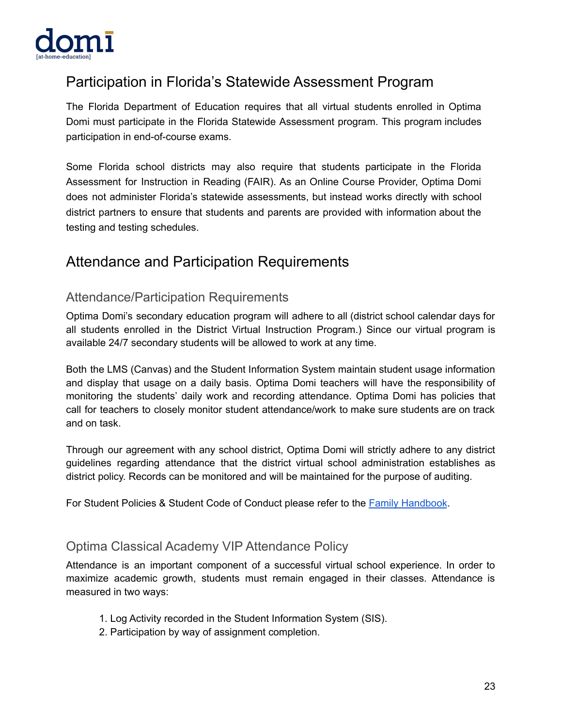## Participation in Florida's Statewide Assessment Program

The Florida Department of Education requires that all virtual students enrolled in Optima Domi must participate in the Florida Statewide Assessment program. This program includes participation in end-of-course exams.

Some Florida school districts may also require that students participate in the Florida Assessment for Instruction in Reading (FAIR). As an Online Course Provider, Optima Domi does not administer Florida's statewide assessments, but instead works directly with school district partners to ensure that students and parents are provided with information about the testing and testing schedules.

## Attendance and Participation Requirements

### Attendance/Participation Requirements

Optima Domi's secondary education program will adhere to all (district school calendar days for all students enrolled in the District Virtual Instruction Program.) Since our virtual program is available 24/7 secondary students will be allowed to work at any time.

Both the LMS (Canvas) and the Student Information System maintain student usage information and display that usage on a daily basis. Optima Domi teachers will have the responsibility of monitoring the students' daily work and recording attendance. Optima Domi has policies that call for teachers to closely monitor student attendance/work to make sure students are on track and on task.

Through our agreement with any school district, Optima Domi will strictly adhere to any district guidelines regarding attendance that the district virtual school administration establishes as district policy. Records can be monitored and will be maintained for the purpose of auditing.

For Student Policies & Student Code of Conduct please refer to the Family Handbook.

### Optima Classical Academy VIP Attendance Policy

Attendance is an important component of a successful virtual school experience. In order to maximize academic growth, students must remain engaged in their classes. Attendance is measured in two ways:

1. Log Activity recorded in the Student Information System (SIS).
2. Participation by way of assignment completion.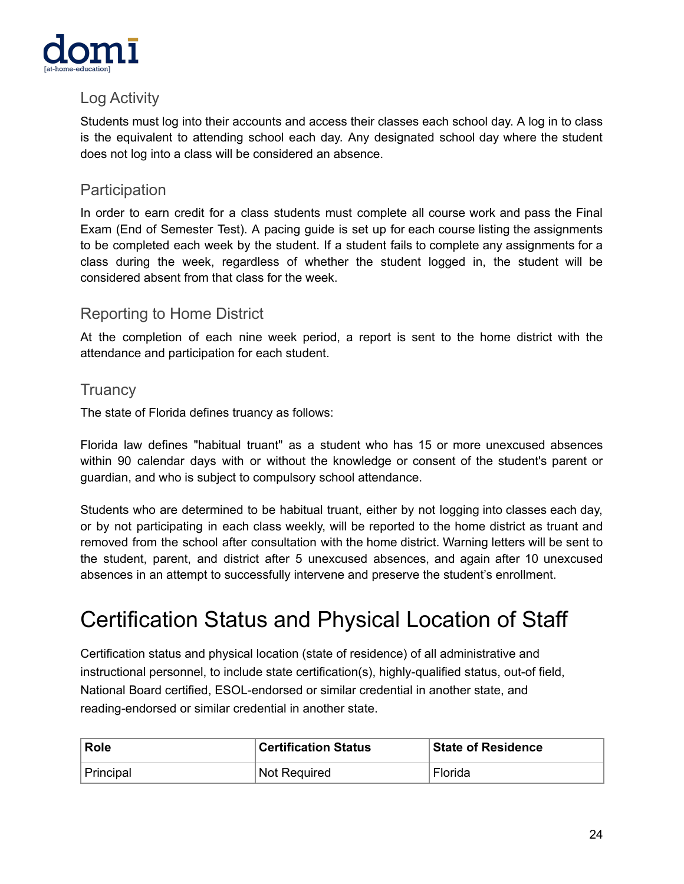### Log Activity

Students must log into their accounts and access their classes each school day. A log in to class is the equivalent to attending school each day. Any designated school day where the student does not log into a class will be considered an absence.

### Participation

In order to earn credit for a class students must complete all course work and pass the Final Exam (End of Semester Test). A pacing guide is set up for each course listing the assignments to be completed each week by the student. If a student fails to complete any assignments for a class during the week, regardless of whether the student logged in, the student will be considered absent from that class for the week.

### Reporting to Home District

At the completion of each nine week period, a report is sent to the home district with the attendance and participation for each student.

### Truancy

The state of Florida defines truancy as follows:

Florida law defines "habitual truant" as a student who has 15 or more unexcused absences within 90 calendar days with or without the knowledge or consent of the student's parent or guardian, and who is subject to compulsory school attendance.

Students who are determined to be habitual truant, either by not logging into classes each day, or by not participating in each class weekly, will be reported to the home district as truant and removed from the school after consultation with the home district. Warning letters will be sent to the student, parent, and district after 5 unexcused absences, and again after 10 unexcused absences in an attempt to successfully intervene and preserve the student's enrollment.

# Certification Status and Physical Location of Staff

Certification status and physical location (state of residence) of all administrative and instructional personnel, to include state certification(s), highly-qualified status, out-of field, National Board certified, ESOL-endorsed or similar credential in another state, and reading-endorsed or similar credential in another state.

| Role | Certification Status | State of Residence |
|---|---|---|
| Principal | Not Required | Florida |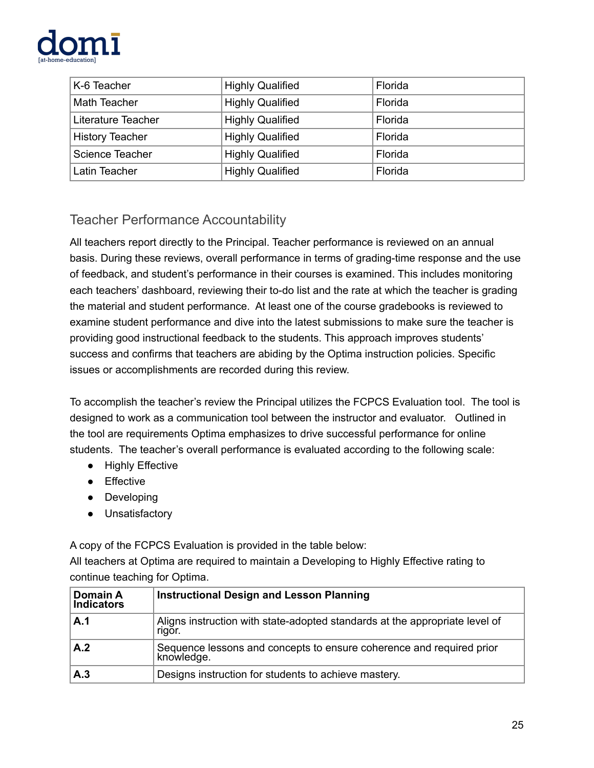| K-6 Teacher | Highly Qualified | Florida |
|---|---|---|
| Math Teacher | Highly Qualified | Florida |
| Literature Teacher | Highly Qualified | Florida |
| History Teacher | Highly Qualified | Florida |
| Science Teacher | Highly Qualified | Florida |
| Latin Teacher | Highly Qualified | Florida |

## Teacher Performance Accountability

All teachers report directly to the Principal. Teacher performance is reviewed on an annual basis. During these reviews, overall performance in terms of grading-time response and the use of feedback, and student's performance in their courses is examined. This includes monitoring each teachers' dashboard, reviewing their to-do list and the rate at which the teacher is grading the material and student performance. At least one of the course gradebooks is reviewed to examine student performance and dive into the latest submissions to make sure the teacher is providing good instructional feedback to the students. This approach improves students' success and confirms that teachers are abiding by the Optima instruction policies. Specific issues or accomplishments are recorded during this review.

To accomplish the teacher's review the Principal utilizes the FCPCS Evaluation tool. The tool is designed to work as a communication tool between the instructor and evaluator. Outlined in the tool are requirements Optima emphasizes to drive successful performance for online students. The teacher's overall performance is evaluated according to the following scale:

- Highly Effective
- Effective
- Developing
- Unsatisfactory

A copy of the FCPCS Evaluation is provided in the table below:
All teachers at Optima are required to maintain a Developing to Highly Effective rating to continue teaching for Optima.

| **Domain A Indicators** | **Instructional Design and Lesson Planning** |
|---|---|
| **A.1** | Aligns instruction with state-adopted standards at the appropriate level of rigor. |
| **A.2** | Sequence lessons and concepts to ensure coherence and required prior knowledge. |
| **A.3** | Designs instruction for students to achieve mastery. |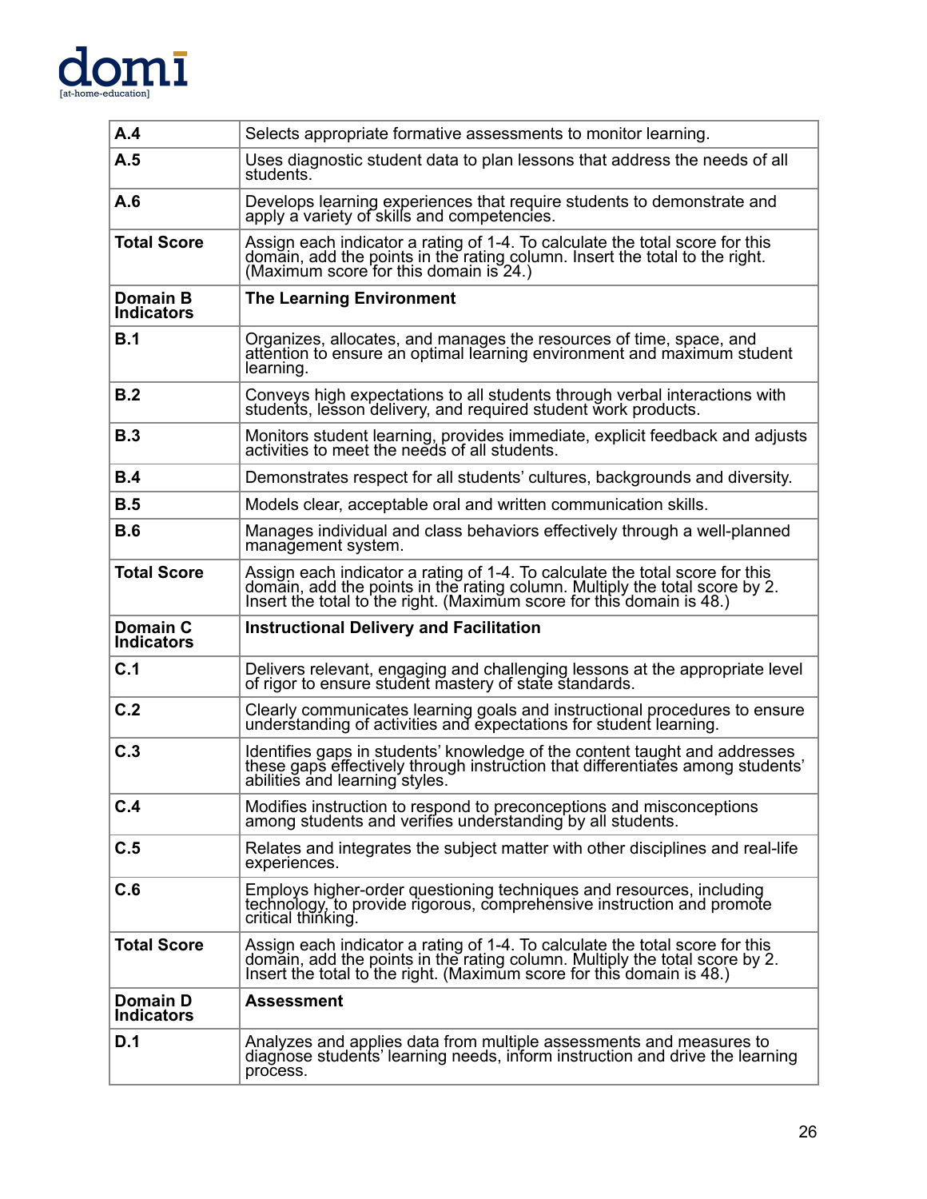| | |
|---|---|
| **A.4** | Selects appropriate formative assessments to monitor learning. |
| **A.5** | Uses diagnostic student data to plan lessons that address the needs of all students. |
| **A.6** | Develops learning experiences that require students to demonstrate and apply a variety of skills and competencies. |
| **Total Score** | Assign each indicator a rating of 1-4. To calculate the total score for this domain, add the points in the rating column. Insert the total to the right. (Maximum score for this domain is 24.) |
| **Domain B Indicators** | **The Learning Environment** |
| **B.1** | Organizes, allocates, and manages the resources of time, space, and attention to ensure an optimal learning environment and maximum student learning. |
| **B.2** | Conveys high expectations to all students through verbal interactions with students, lesson delivery, and required student work products. |
| **B.3** | Monitors student learning, provides immediate, explicit feedback and adjusts activities to meet the needs of all students. |
| **B.4** | Demonstrates respect for all students' cultures, backgrounds and diversity. |
| **B.5** | Models clear, acceptable oral and written communication skills. |
| **B.6** | Manages individual and class behaviors effectively through a well-planned management system. |
| **Total Score** | Assign each indicator a rating of 1-4. To calculate the total score for this domain, add the points in the rating column. Multiply the total score by 2. Insert the total to the right. (Maximum score for this domain is 48.) |
| **Domain C Indicators** | **Instructional Delivery and Facilitation** |
| **C.1** | Delivers relevant, engaging and challenging lessons at the appropriate level of rigor to ensure student mastery of state standards. |
| **C.2** | Clearly communicates learning goals and instructional procedures to ensure understanding of activities and expectations for student learning. |
| **C.3** | Identifies gaps in students' knowledge of the content taught and addresses these gaps effectively through instruction that differentiates among students' abilities and learning styles. |
| **C.4** | Modifies instruction to respond to preconceptions and misconceptions among students and verifies understanding by all students. |
| **C.5** | Relates and integrates the subject matter with other disciplines and real-life experiences. |
| **C.6** | Employs higher-order questioning techniques and resources, including technology, to provide rigorous, comprehensive instruction and promote critical thinking. |
| **Total Score** | Assign each indicator a rating of 1-4. To calculate the total score for this domain, add the points in the rating column. Multiply the total score by 2. Insert the total to the right. (Maximum score for this domain is 48.) |
| **Domain D Indicators** | **Assessment** |
| **D.1** | Analyzes and applies data from multiple assessments and measures to diagnose students' learning needs, inform instruction and drive the learning process. |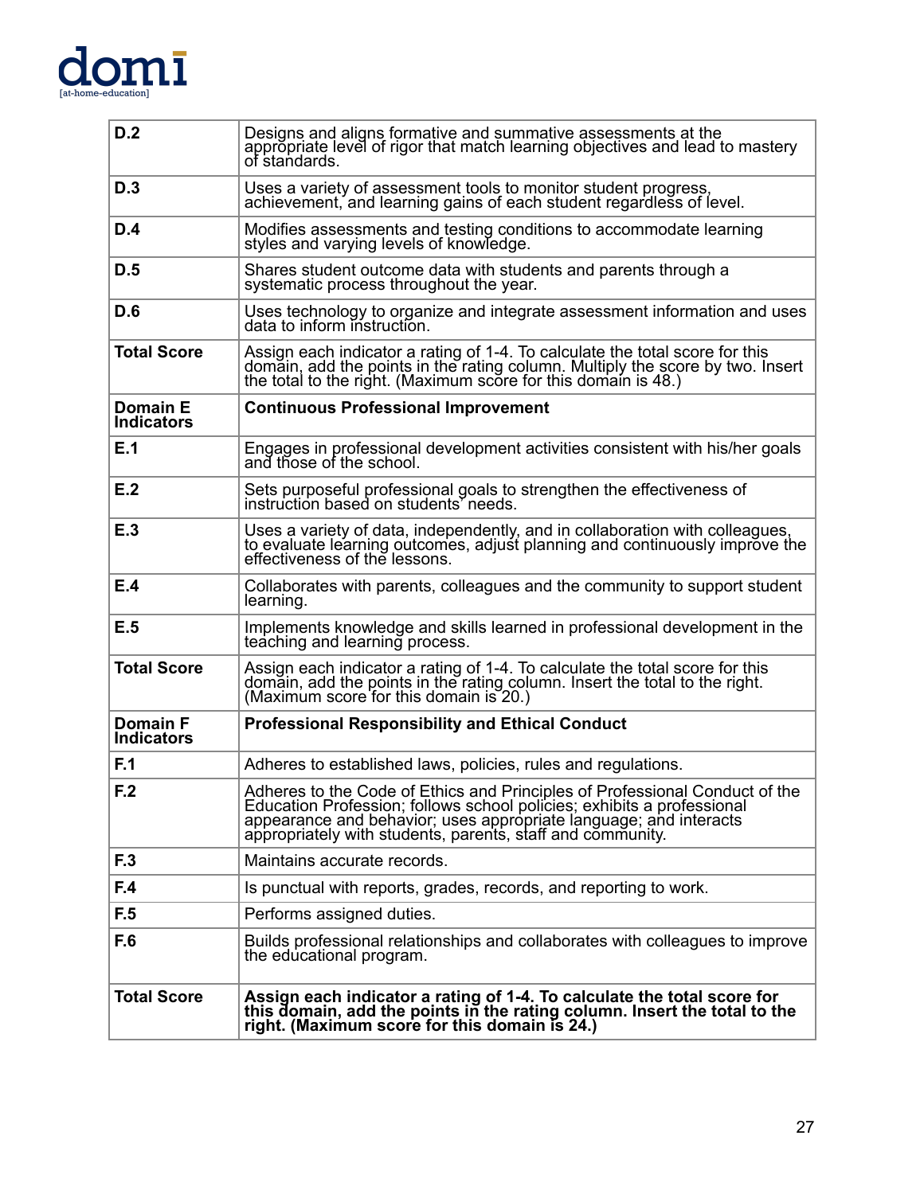| | |
|---|---|
| **D.2** | Designs and aligns formative and summative assessments at the appropriate level of rigor that match learning objectives and lead to mastery of standards. |
| **D.3** | Uses a variety of assessment tools to monitor student progress, achievement, and learning gains of each student regardless of level. |
| **D.4** | Modifies assessments and testing conditions to accommodate learning styles and varying levels of knowledge. |
| **D.5** | Shares student outcome data with students and parents through a systematic process throughout the year. |
| **D.6** | Uses technology to organize and integrate assessment information and uses data to inform instruction. |
| **Total Score** | Assign each indicator a rating of 1-4. To calculate the total score for this domain, add the points in the rating column. Multiply the score by two. Insert the total to the right. (Maximum score for this domain is 48.) |
| **Domain E Indicators** | **Continuous Professional Improvement** |
| **E.1** | Engages in professional development activities consistent with his/her goals and those of the school. |
| **E.2** | Sets purposeful professional goals to strengthen the effectiveness of instruction based on students' needs. |
| **E.3** | Uses a variety of data, independently, and in collaboration with colleagues, to evaluate learning outcomes, adjust planning and continuously improve the effectiveness of the lessons. |
| **E.4** | Collaborates with parents, colleagues and the community to support student learning. |
| **E.5** | Implements knowledge and skills learned in professional development in the teaching and learning process. |
| **Total Score** | Assign each indicator a rating of 1-4. To calculate the total score for this domain, add the points in the rating column. Insert the total to the right. (Maximum score for this domain is 20.) |
| **Domain F Indicators** | **Professional Responsibility and Ethical Conduct** |
| **F.1** | Adheres to established laws, policies, rules and regulations. |
| **F.2** | Adheres to the Code of Ethics and Principles of Professional Conduct of the Education Profession; follows school policies; exhibits a professional appearance and behavior; uses appropriate language; and interacts appropriately with students, parents, staff and community. |
| **F.3** | Maintains accurate records. |
| **F.4** | Is punctual with reports, grades, records, and reporting to work. |
| **F.5** | Performs assigned duties. |
| **F.6** | Builds professional relationships and collaborates with colleagues to improve the educational program. |
| **Total Score** | **Assign each indicator a rating of 1-4. To calculate the total score for this domain, add the points in the rating column. Insert the total to the right. (Maximum score for this domain is 24.)** |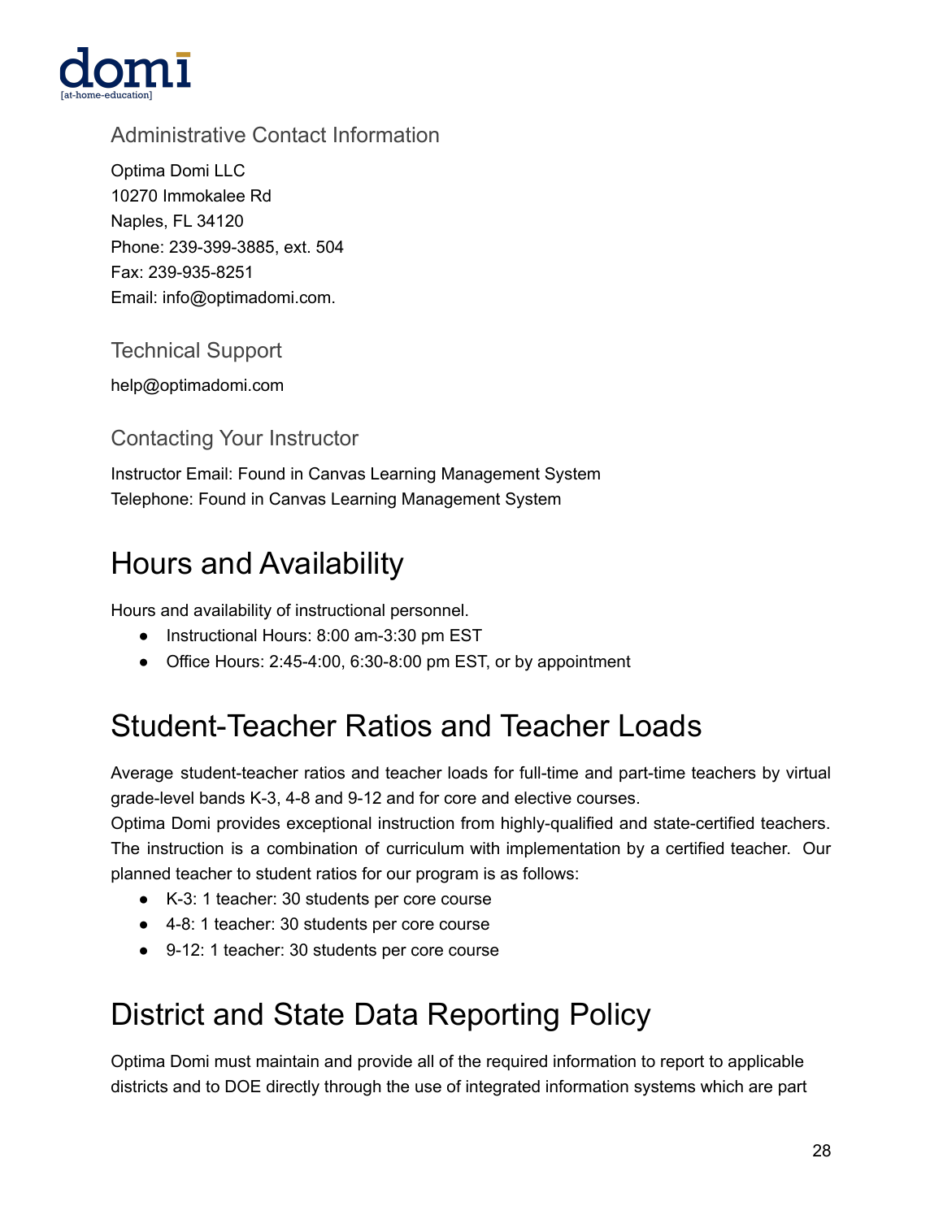### Administrative Contact Information

Optima Domi LLC
10270 Immokalee Rd
Naples, FL 34120
Phone: 239-399-3885, ext. 504
Fax: 239-935-8251
Email: info@optimadomi.com.

### Technical Support

help@optimadomi.com

### Contacting Your Instructor

Instructor Email: Found in Canvas Learning Management System
Telephone: Found in Canvas Learning Management System

## Hours and Availability

Hours and availability of instructional personnel.

- Instructional Hours: 8:00 am-3:30 pm EST
- Office Hours: 2:45-4:00, 6:30-8:00 pm EST, or by appointment

## Student-Teacher Ratios and Teacher Loads

Average student-teacher ratios and teacher loads for full-time and part-time teachers by virtual grade-level bands K-3, 4-8 and 9-12 and for core and elective courses.
Optima Domi provides exceptional instruction from highly-qualified and state-certified teachers. The instruction is a combination of curriculum with implementation by a certified teacher. Our planned teacher to student ratios for our program is as follows:

- K-3: 1 teacher: 30 students per core course
- 4-8: 1 teacher: 30 students per core course
- 9-12: 1 teacher: 30 students per core course

## District and State Data Reporting Policy

Optima Domi must maintain and provide all of the required information to report to applicable districts and to DOE directly through the use of integrated information systems which are part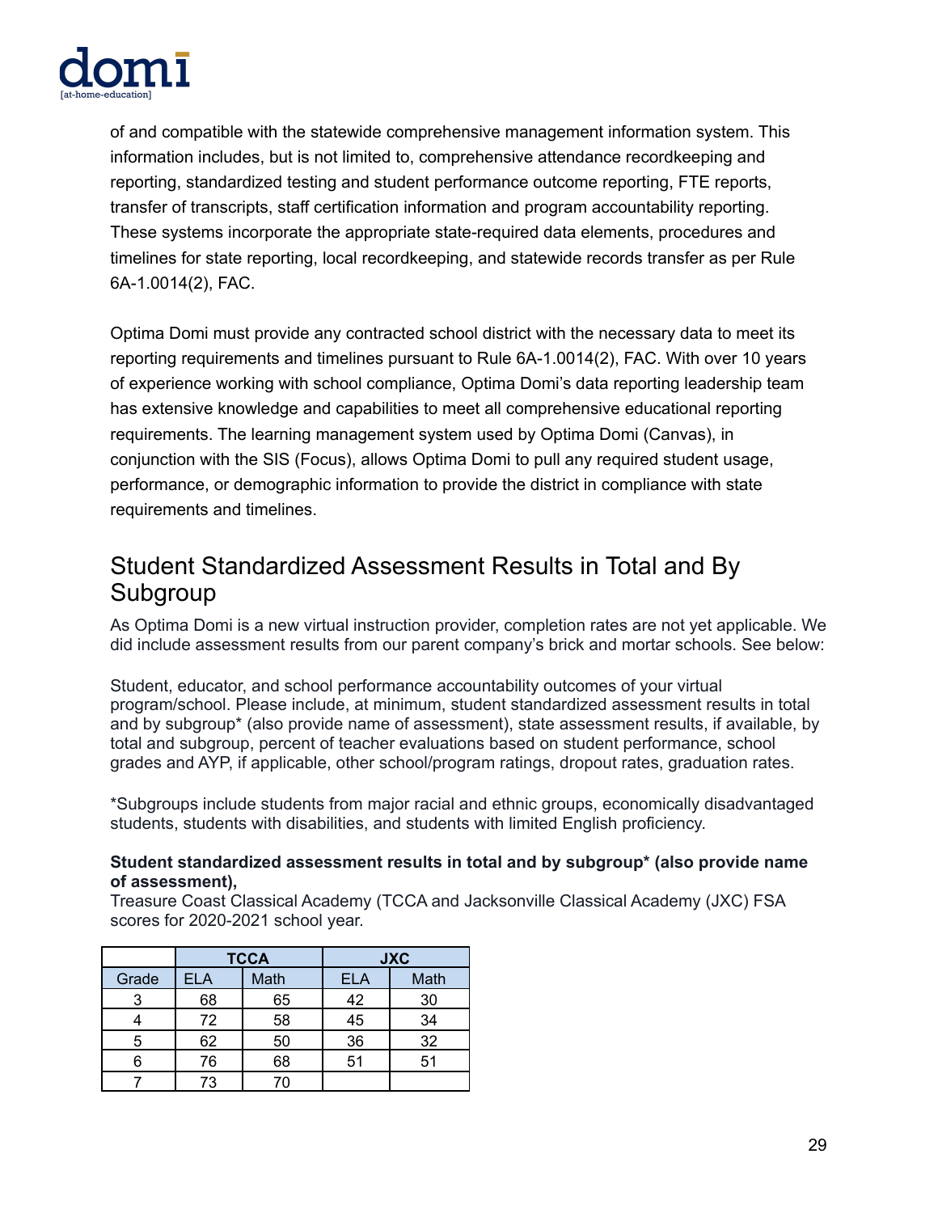of and compatible with the statewide comprehensive management information system. This information includes, but is not limited to, comprehensive attendance recordkeeping and reporting, standardized testing and student performance outcome reporting, FTE reports, transfer of transcripts, staff certification information and program accountability reporting. These systems incorporate the appropriate state-required data elements, procedures and timelines for state reporting, local recordkeeping, and statewide records transfer as per Rule 6A-1.0014(2), FAC.

Optima Domi must provide any contracted school district with the necessary data to meet its reporting requirements and timelines pursuant to Rule 6A-1.0014(2), FAC. With over 10 years of experience working with school compliance, Optima Domi's data reporting leadership team has extensive knowledge and capabilities to meet all comprehensive educational reporting requirements. The learning management system used by Optima Domi (Canvas), in conjunction with the SIS (Focus), allows Optima Domi to pull any required student usage, performance, or demographic information to provide the district in compliance with state requirements and timelines.

## Student Standardized Assessment Results in Total and By Subgroup

As Optima Domi is a new virtual instruction provider, completion rates are not yet applicable. We did include assessment results from our parent company's brick and mortar schools. See below:

Student, educator, and school performance accountability outcomes of your virtual program/school. Please include, at minimum, student standardized assessment results in total and by subgroup* (also provide name of assessment), state assessment results, if available, by total and subgroup, percent of teacher evaluations based on student performance, school grades and AYP, if applicable, other school/program ratings, dropout rates, graduation rates.

*Subgroups include students from major racial and ethnic groups, economically disadvantaged students, students with disabilities, and students with limited English proficiency.

**Student standardized assessment results in total and by subgroup* (also provide name of assessment),**
Treasure Coast Classical Academy (TCCA and Jacksonville Classical Academy (JXC) FSA scores for 2020-2021 school year.

| | TCCA | | JXC | |
|---|---|---|---|---|
| Grade | ELA | Math | ELA | Math |
| 3 | 68 | 65 | 42 | 30 |
| 4 | 72 | 58 | 45 | 34 |
| 5 | 62 | 50 | 36 | 32 |
| 6 | 76 | 68 | 51 | 51 |
| 7 | 73 | 70 | | |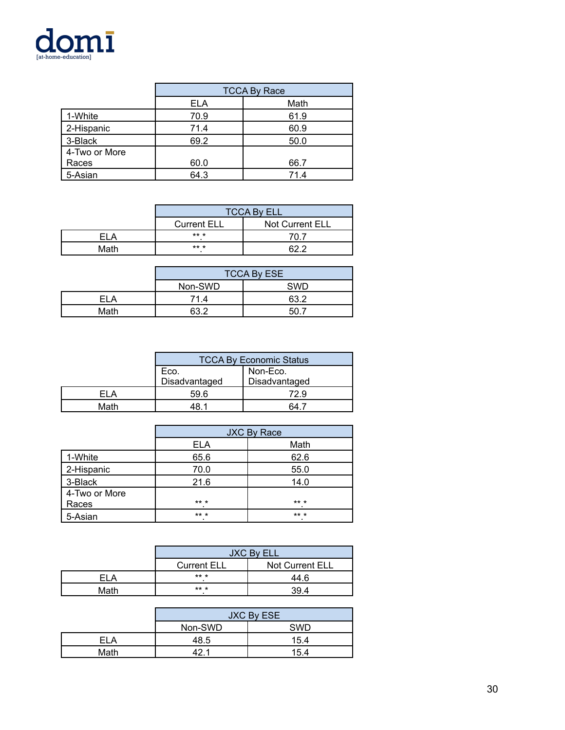| | TCCA By Race | |
|---|---|---|
| | ELA | Math |
| 1-White | 70.9 | 61.9 |
| 2-Hispanic | 71.4 | 60.9 |
| 3-Black | 69.2 | 50.0 |
| 4-Two or More Races | 60.0 | 66.7 |
| 5-Asian | 64.3 | 71.4 |

| | TCCA By ELL | |
|---|---|---|
| | Current ELL | Not Current ELL |
| ELA | **.* | 70.7 |
| Math | **.* | 62.2 |

| | TCCA By ESE | |
|---|---|---|
| | Non-SWD | SWD |
| ELA | 71.4 | 63.2 |
| Math | 63.2 | 50.7 |

| | TCCA By Economic Status | |
|---|---|---|
| | Eco. Disadvantaged | Non-Eco. Disadvantaged |
| ELA | 59.6 | 72.9 |
| Math | 48.1 | 64.7 |

| | JXC By Race | |
|---|---|---|
| | ELA | Math |
| 1-White | 65.6 | 62.6 |
| 2-Hispanic | 70.0 | 55.0 |
| 3-Black | 21.6 | 14.0 |
| 4-Two or More Races | **.* | **.* |
| 5-Asian | **.* | **.* |

| | JXC By ELL | |
|---|---|---|
| | Current ELL | Not Current ELL |
| ELA | **.* | 44.6 |
| Math | **.* | 39.4 |

| | JXC By ESE | |
|---|---|---|
| | Non-SWD | SWD |
| ELA | 48.5 | 15.4 |
| Math | 42.1 | 15.4 |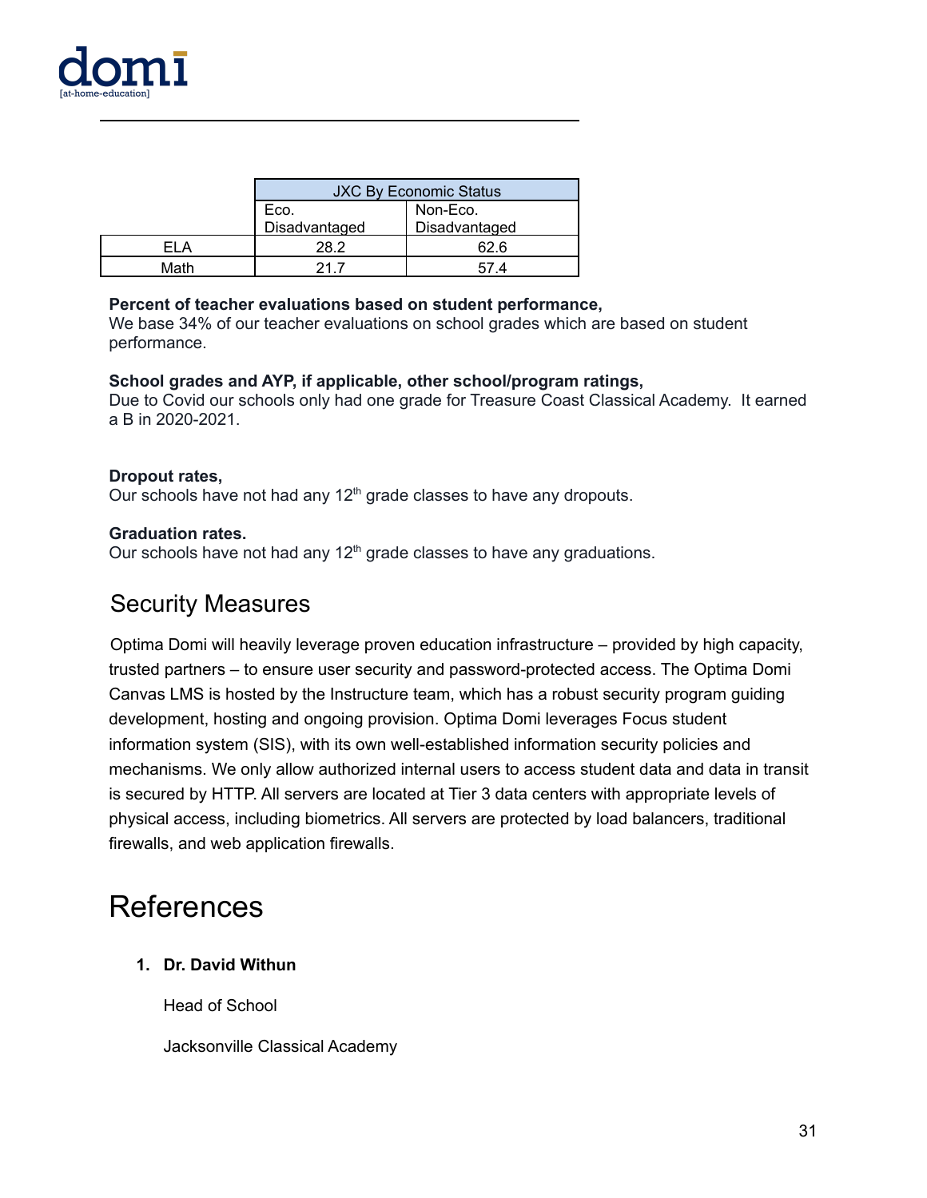| | JXC By Economic Status | |
|---|---|---|
| | Eco. Disadvantaged | Non-Eco. Disadvantaged |
| ELA | 28.2 | 62.6 |
| Math | 21.7 | 57.4 |

**Percent of teacher evaluations based on student performance,**
We base 34% of our teacher evaluations on school grades which are based on student performance.

**School grades and AYP, if applicable, other school/program ratings,**
Due to Covid our schools only had one grade for Treasure Coast Classical Academy. It earned a B in 2020-2021.

**Dropout rates,**
Our schools have not had any 12th grade classes to have any dropouts.

**Graduation rates.**
Our schools have not had any 12th grade classes to have any graduations.

## Security Measures

Optima Domi will heavily leverage proven education infrastructure – provided by high capacity, trusted partners – to ensure user security and password-protected access. The Optima Domi Canvas LMS is hosted by the Instructure team, which has a robust security program guiding development, hosting and ongoing provision. Optima Domi leverages Focus student information system (SIS), with its own well-established information security policies and mechanisms. We only allow authorized internal users to access student data and data in transit is secured by HTTP. All servers are located at Tier 3 data centers with appropriate levels of physical access, including biometrics. All servers are protected by load balancers, traditional firewalls, and web application firewalls.

# References

1. **Dr. David Withun**

   Head of School

   Jacksonville Classical Academy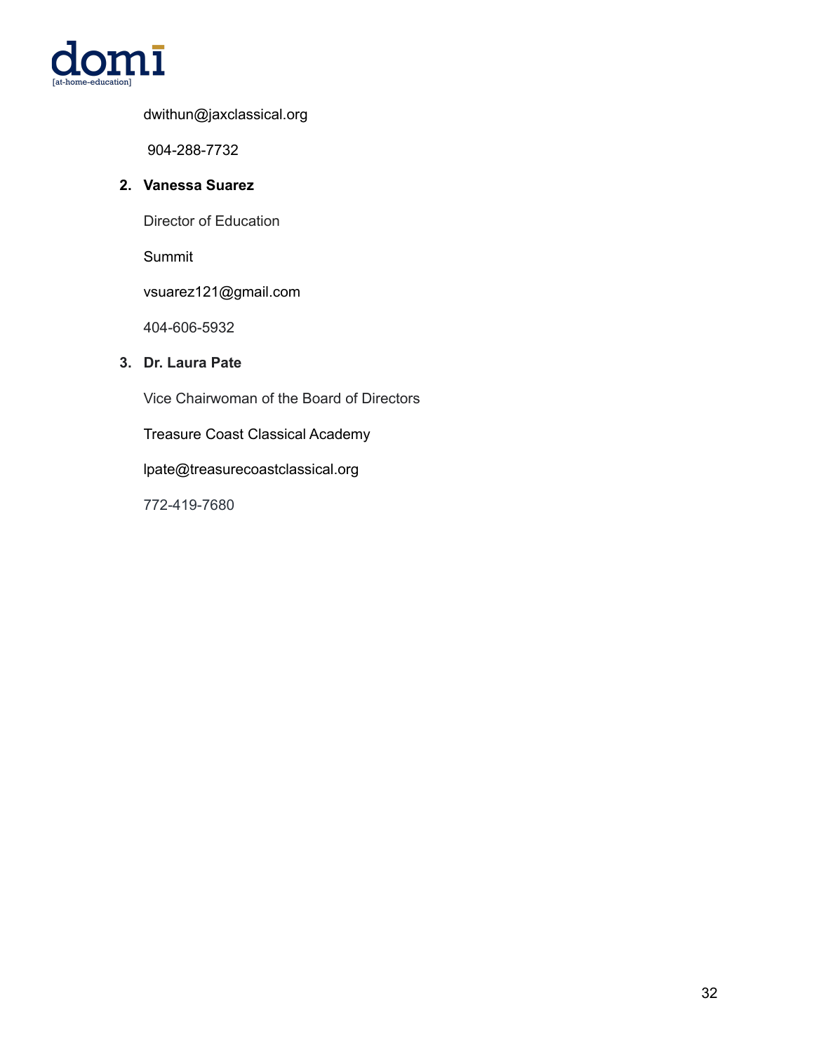dwithun@jaxclassical.org

904-288-7732

2. **Vanessa Suarez**

   Director of Education

   Summit

   vsuarez121@gmail.com

   404-606-5932

3. **Dr. Laura Pate**

   Vice Chairwoman of the Board of Directors

   Treasure Coast Classical Academy

   lpate@treasurecoastclassical.org

   772-419-7680